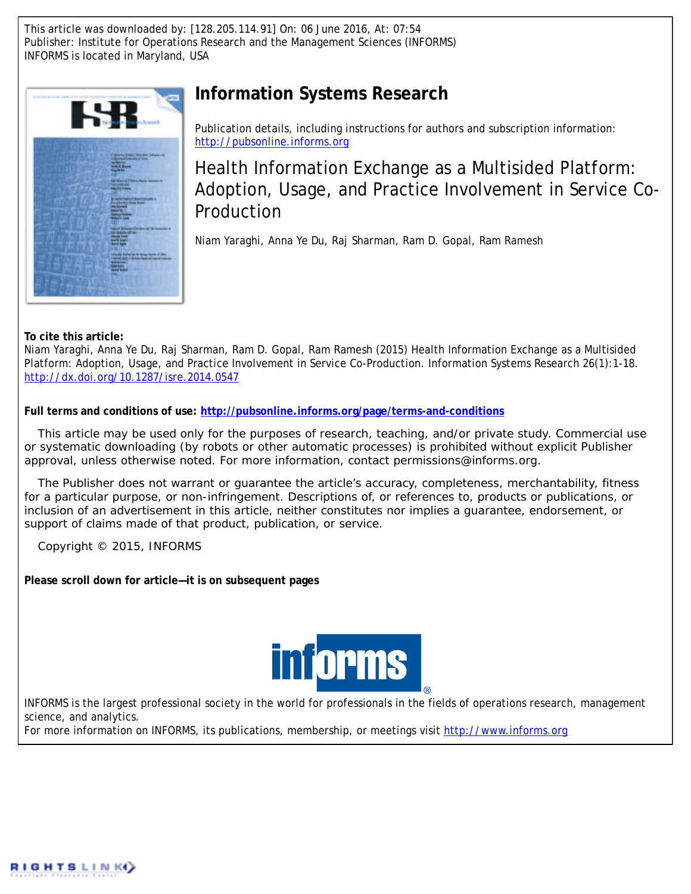This article was downloaded by: [128.205.114.91] On: 06 June 2016, At: 07:54
Publisher: Institute for Operations Research and the Management Sciences (INFORMS)
INFORMS is located in Maryland, USA

# Information Systems Research

Publication details, including instructions for authors and subscription information:
http://pubsonline.informs.org

## Health Information Exchange as a Multisided Platform: Adoption, Usage, and Practice Involvement in Service Co-Production

Niam Yaraghi, Anna Ye Du, Raj Sharman, Ram D. Gopal, Ram Ramesh

**To cite this article:**
Niam Yaraghi, Anna Ye Du, Raj Sharman, Ram D. Gopal, Ram Ramesh (2015) Health Information Exchange as a Multisided Platform: Adoption, Usage, and Practice Involvement in Service Co-Production. Information Systems Research 26(1):1-18. http://dx.doi.org/10.1287/isre.2014.0547

**Full terms and conditions of use: http://pubsonline.informs.org/page/terms-and-conditions**

This article may be used only for the purposes of research, teaching, and/or private study. Commercial use or systematic downloading (by robots or other automatic processes) is prohibited without explicit Publisher approval, unless otherwise noted. For more information, contact permissions@informs.org.

The Publisher does not warrant or guarantee the article's accuracy, completeness, merchantability, fitness for a particular purpose, or non-infringement. Descriptions of, or references to, products or publications, or inclusion of an advertisement in this article, neither constitutes nor implies a guarantee, endorsement, or support of claims made of that product, publication, or service.

Copyright © 2015, INFORMS

**Please scroll down for article—it is on subsequent pages**

INFORMS is the largest professional society in the world for professionals in the fields of operations research, management science, and analytics.
For more information on INFORMS, its publications, membership, or meetings visit http://www.informs.org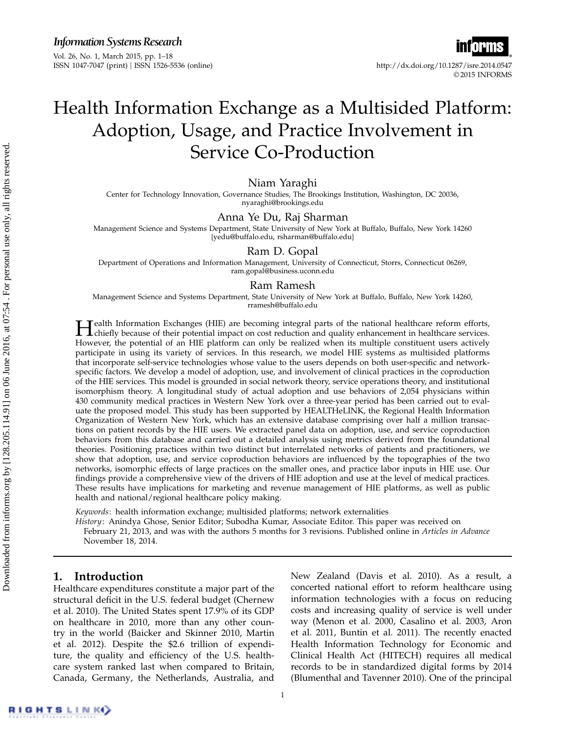# Health Information Exchange as a Multisided Platform: Adoption, Usage, and Practice Involvement in Service Co-Production

Niam Yaraghi
Center for Technology Innovation, Governance Studies, The Brookings Institution, Washington, DC 20036,
nyaraghi@brookings.edu

Anna Ye Du, Raj Sharman
Management Science and Systems Department, State University of New York at Buffalo, Buffalo, New York 14260
{yedu@buffalo.edu, rsharman@buffalo.edu}

Ram D. Gopal
Department of Operations and Information Management, University of Connecticut, Storrs, Connecticut 06269,
ram.gopal@business.uconn.edu

Ram Ramesh
Management Science and Systems Department, State University of New York at Buffalo, Buffalo, New York 14260,
rramesh@buffalo.edu

Health Information Exchanges (HIE) are becoming integral parts of the national healthcare reform efforts, chiefly because of their potential impact on cost reduction and quality enhancement in healthcare services. However, the potential of an HIE platform can only be realized when its multiple constituent users actively participate in using its variety of services. In this research, we model HIE systems as multisided platforms that incorporate self-service technologies whose value to the users depends on both user-specific and network-specific factors. We develop a model of adoption, use, and involvement of clinical practices in the coproduction of the HIE services. This model is grounded in social network theory, service operations theory, and institutional isomorphism theory. A longitudinal study of actual adoption and use behaviors of 2,054 physicians within 430 community medical practices in Western New York over a three-year period has been carried out to evaluate the proposed model. This study has been supported by HEALTHeLINK, the Regional Health Information Organization of Western New York, which has an extensive database comprising over half a million transactions on patient records by the HIE users. We extracted panel data on adoption, use, and service coproduction behaviors from this database and carried out a detailed analysis using metrics derived from the foundational theories. Positioning practices within two distinct but interrelated networks of patients and practitioners, we show that adoption, use, and service coproduction behaviors are influenced by the topographies of the two networks, isomorphic effects of large practices on the smaller ones, and practice labor inputs in HIE use. Our findings provide a comprehensive view of the drivers of HIE adoption and use at the level of medical practices. These results have implications for marketing and revenue management of HIE platforms, as well as public health and national/regional healthcare policy making.

*Keywords*: health information exchange; multisided platforms; network externalities

*History*: Anindya Ghose, Senior Editor; Subodha Kumar, Associate Editor. This paper was received on February 21, 2013, and was with the authors 5 months for 3 revisions. Published online in *Articles in Advance* November 18, 2014.

## 1. Introduction

Healthcare expenditures constitute a major part of the structural deficit in the U.S. federal budget (Chernew et al. 2010). The United States spent 17.9% of its GDP on healthcare in 2010, more than any other country in the world (Baicker and Skinner 2010, Martin et al. 2012). Despite the $2.6 trillion of expenditure, the quality and efficiency of the U.S. healthcare system ranked last when compared to Britain, Canada, Germany, the Netherlands, Australia, and New Zealand (Davis et al. 2010). As a result, a concerted national effort to reform healthcare using information technologies with a focus on reducing costs and increasing quality of service is well under way (Menon et al. 2000, Casalino et al. 2003, Aron et al. 2011, Buntin et al. 2011). The recently enacted Health Information Technology for Economic and Clinical Health Act (HITECH) requires all medical records to be in standardized digital forms by 2014 (Blumenthal and Tavenner 2010). One of the principal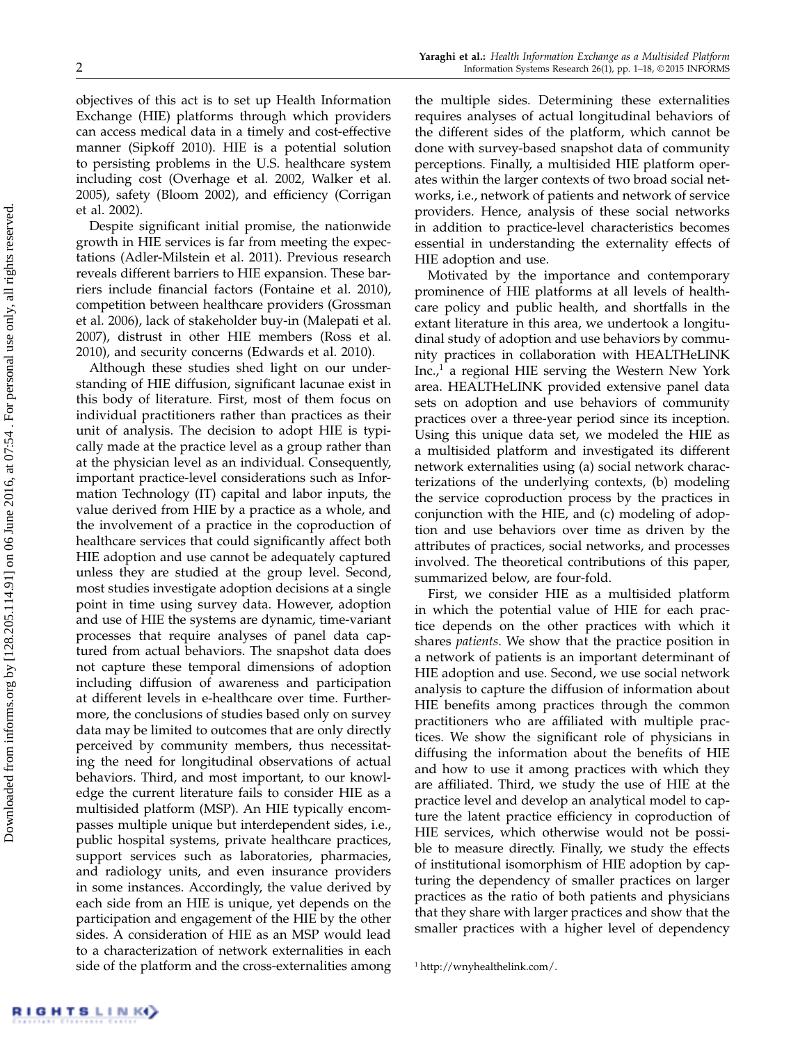objectives of this act is to set up Health Information Exchange (HIE) platforms through which providers can access medical data in a timely and cost-effective manner (Sipkoff 2010). HIE is a potential solution to persisting problems in the U.S. healthcare system including cost (Overhage et al. 2002, Walker et al. 2005), safety (Bloom 2002), and efficiency (Corrigan et al. 2002).

Despite significant initial promise, the nationwide growth in HIE services is far from meeting the expectations (Adler-Milstein et al. 2011). Previous research reveals different barriers to HIE expansion. These barriers include financial factors (Fontaine et al. 2010), competition between healthcare providers (Grossman et al. 2006), lack of stakeholder buy-in (Malepati et al. 2007), distrust in other HIE members (Ross et al. 2010), and security concerns (Edwards et al. 2010).

Although these studies shed light on our understanding of HIE diffusion, significant lacunae exist in this body of literature. First, most of them focus on individual practitioners rather than practices as their unit of analysis. The decision to adopt HIE is typically made at the practice level as a group rather than at the physician level as an individual. Consequently, important practice-level considerations such as Information Technology (IT) capital and labor inputs, the value derived from HIE by a practice as a whole, and the involvement of a practice in the coproduction of healthcare services that could significantly affect both HIE adoption and use cannot be adequately captured unless they are studied at the group level. Second, most studies investigate adoption decisions at a single point in time using survey data. However, adoption and use of HIE the systems are dynamic, time-variant processes that require analyses of panel data captured from actual behaviors. The snapshot data does not capture these temporal dimensions of adoption including diffusion of awareness and participation at different levels in e-healthcare over time. Furthermore, the conclusions of studies based only on survey data may be limited to outcomes that are only directly perceived by community members, thus necessitating the need for longitudinal observations of actual behaviors. Third, and most important, to our knowledge the current literature fails to consider HIE as a multisided platform (MSP). An HIE typically encompasses multiple unique but interdependent sides, i.e., public hospital systems, private healthcare practices, support services such as laboratories, pharmacies, and radiology units, and even insurance providers in some instances. Accordingly, the value derived by each side from an HIE is unique, yet depends on the participation and engagement of the HIE by the other sides. A consideration of HIE as an MSP would lead to a characterization of network externalities in each side of the platform and the cross-externalities among the multiple sides. Determining these externalities requires analyses of actual longitudinal behaviors of the different sides of the platform, which cannot be done with survey-based snapshot data of community perceptions. Finally, a multisided HIE platform operates within the larger contexts of two broad social networks, i.e., network of patients and network of service providers. Hence, analysis of these social networks in addition to practice-level characteristics becomes essential in understanding the externality effects of HIE adoption and use.

Motivated by the importance and contemporary prominence of HIE platforms at all levels of healthcare policy and public health, and shortfalls in the extant literature in this area, we undertook a longitudinal study of adoption and use behaviors by community practices in collaboration with HEALTHeLINK Inc.,[1] a regional HIE serving the Western New York area. HEALTHeLINK provided extensive panel data sets on adoption and use behaviors of community practices over a three-year period since its inception. Using this unique data set, we modeled the HIE as a multisided platform and investigated its different network externalities using (a) social network characterizations of the underlying contexts, (b) modeling the service coproduction process by the practices in conjunction with the HIE, and (c) modeling of adoption and use behaviors over time as driven by the attributes of practices, social networks, and processes involved. The theoretical contributions of this paper, summarized below, are four-fold.

First, we consider HIE as a multisided platform in which the potential value of HIE for each practice depends on the other practices with which it shares *patients*. We show that the practice position in a network of patients is an important determinant of HIE adoption and use. Second, we use social network analysis to capture the diffusion of information about HIE benefits among practices through the common practitioners who are affiliated with multiple practices. We show the significant role of physicians in diffusing the information about the benefits of HIE and how to use it among practices with which they are affiliated. Third, we study the use of HIE at the practice level and develop an analytical model to capture the latent practice efficiency in coproduction of HIE services, which otherwise would not be possible to measure directly. Finally, we study the effects of institutional isomorphism of HIE adoption by capturing the dependency of smaller practices on larger practices as the ratio of both patients and physicians that they share with larger practices and show that the smaller practices with a higher level of dependency

[1] http://wnyhealthelink.com/.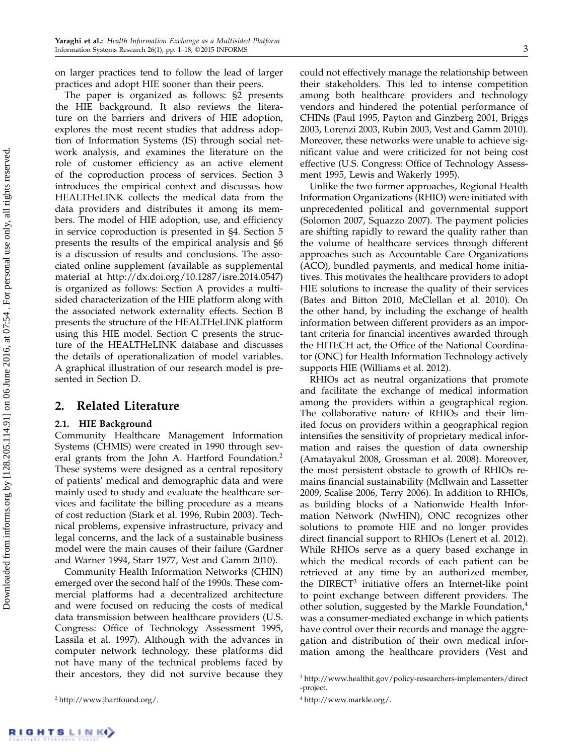on larger practices tend to follow the lead of larger practices and adopt HIE sooner than their peers.

The paper is organized as follows: §2 presents the HIE background. It also reviews the literature on the barriers and drivers of HIE adoption, explores the most recent studies that address adoption of Information Systems (IS) through social network analysis, and examines the literature on the role of customer efficiency as an active element of the coproduction process of services. Section 3 introduces the empirical context and discusses how HEALTHeLINK collects the medical data from the data providers and distributes it among its members. The model of HIE adoption, use, and efficiency in service coproduction is presented in §4. Section 5 presents the results of the empirical analysis and §6 is a discussion of results and conclusions. The associated online supplement (available as supplemental material at http://dx.doi.org/10.1287/isre.2014.0547) is organized as follows: Section A provides a multisided characterization of the HIE platform along with the associated network externality effects. Section B presents the structure of the HEALTHeLINK platform using this HIE model. Section C presents the structure of the HEALTHeLINK database and discusses the details of operationalization of model variables. A graphical illustration of our research model is presented in Section D.

## 2. Related Literature

### 2.1. HIE Background

Community Healthcare Management Information Systems (CHMIS) were created in 1990 through several grants from the John A. Hartford Foundation.[2] These systems were designed as a central repository of patients' medical and demographic data and were mainly used to study and evaluate the healthcare services and facilitate the billing procedure as a means of cost reduction (Stark et al. 1996, Rubin 2003). Technical problems, expensive infrastructure, privacy and legal concerns, and the lack of a sustainable business model were the main causes of their failure (Gardner and Warner 1994, Starr 1977, Vest and Gamm 2010).

Community Health Information Networks (CHIN) emerged over the second half of the 1990s. These commercial platforms had a decentralized architecture and were focused on reducing the costs of medical data transmission between healthcare providers (U.S. Congress: Office of Technology Assessment 1995, Lassila et al. 1997). Although with the advances in computer network technology, these platforms did not have many of the technical problems faced by their ancestors, they did not survive because they could not effectively manage the relationship between their stakeholders. This led to intense competition among both healthcare providers and technology vendors and hindered the potential performance of CHINs (Paul 1995, Payton and Ginzberg 2001, Briggs 2003, Lorenzi 2003, Rubin 2003, Vest and Gamm 2010). Moreover, these networks were unable to achieve significant value and were criticized for not being cost effective (U.S. Congress: Office of Technology Assessment 1995, Lewis and Wakerly 1995).

Unlike the two former approaches, Regional Health Information Organizations (RHIO) were initiated with unprecedented political and governmental support (Solomon 2007, Squazzo 2007). The payment policies are shifting rapidly to reward the quality rather than the volume of healthcare services through different approaches such as Accountable Care Organizations (ACO), bundled payments, and medical home initiatives. This motivates the healthcare providers to adopt HIE solutions to increase the quality of their services (Bates and Bitton 2010, McClellan et al. 2010). On the other hand, by including the exchange of health information between different providers as an important criteria for financial incentives awarded through the HITECH act, the Office of the National Coordinator (ONC) for Health Information Technology actively supports HIE (Williams et al. 2012).

RHIOs act as neutral organizations that promote and facilitate the exchange of medical information among the providers within a geographical region. The collaborative nature of RHIOs and their limited focus on providers within a geographical region intensifies the sensitivity of proprietary medical information and raises the question of data ownership (Amatayakul 2008, Grossman et al. 2008). Moreover, the most persistent obstacle to growth of RHIOs remains financial sustainability (McIlwain and Lassetter 2009, Scalise 2006, Terry 2006). In addition to RHIOs, as building blocks of a Nationwide Health Information Network (NwHIN), ONC recognizes other solutions to promote HIE and no longer provides direct financial support to RHIOs (Lenert et al. 2012). While RHIOs serve as a query based exchange in which the medical records of each patient can be retrieved at any time by an authorized member, the DIRECT[3] initiative offers an Internet-like point to point exchange between different providers. The other solution, suggested by the Markle Foundation,[4] was a consumer-mediated exchange in which patients have control over their records and manage the aggregation and distribution of their own medical information among the healthcare providers (Vest and

[2] http://www.jhartfound.org/.

[3] http://www.healthit.gov/policy-researchers-implementers/direct-project.

[4] http://www.markle.org/.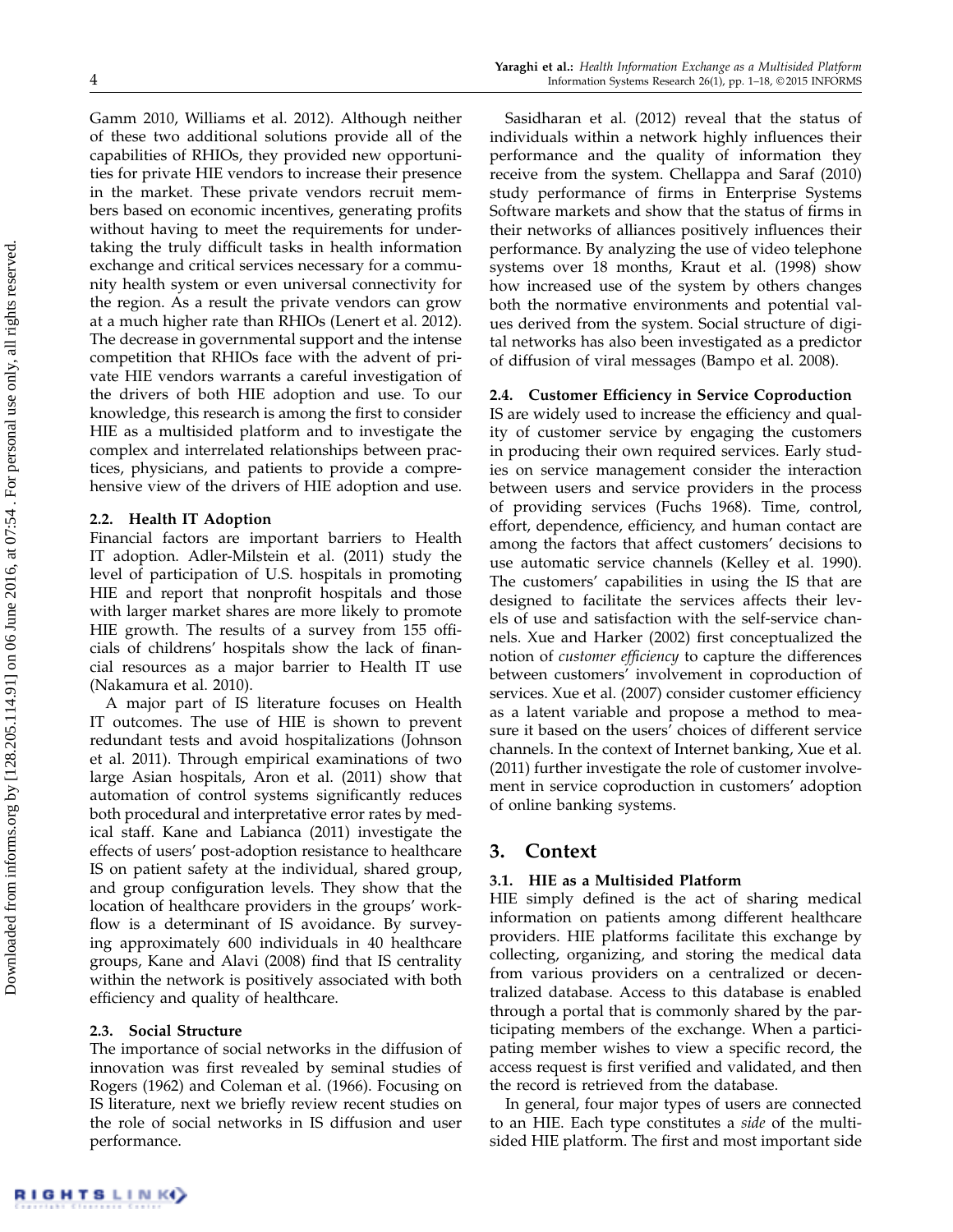Gamm 2010, Williams et al. 2012). Although neither of these two additional solutions provide all of the capabilities of RHIOs, they provided new opportunities for private HIE vendors to increase their presence in the market. These private vendors recruit members based on economic incentives, generating profits without having to meet the requirements for undertaking the truly difficult tasks in health information exchange and critical services necessary for a community health system or even universal connectivity for the region. As a result the private vendors can grow at a much higher rate than RHIOs (Lenert et al. 2012). The decrease in governmental support and the intense competition that RHIOs face with the advent of private HIE vendors warrants a careful investigation of the drivers of both HIE adoption and use. To our knowledge, this research is among the first to consider HIE as a multisided platform and to investigate the complex and interrelated relationships between practices, physicians, and patients to provide a comprehensive view of the drivers of HIE adoption and use.

### 2.2. Health IT Adoption

Financial factors are important barriers to Health IT adoption. Adler-Milstein et al. (2011) study the level of participation of U.S. hospitals in promoting HIE and report that nonprofit hospitals and those with larger market shares are more likely to promote HIE growth. The results of a survey from 155 officials of childrens' hospitals show the lack of financial resources as a major barrier to Health IT use (Nakamura et al. 2010).

A major part of IS literature focuses on Health IT outcomes. The use of HIE is shown to prevent redundant tests and avoid hospitalizations (Johnson et al. 2011). Through empirical examinations of two large Asian hospitals, Aron et al. (2011) show that automation of control systems significantly reduces both procedural and interpretative error rates by medical staff. Kane and Labianca (2011) investigate the effects of users' post-adoption resistance to healthcare IS on patient safety at the individual, shared group, and group configuration levels. They show that the location of healthcare providers in the groups' workflow is a determinant of IS avoidance. By surveying approximately 600 individuals in 40 healthcare groups, Kane and Alavi (2008) find that IS centrality within the network is positively associated with both efficiency and quality of healthcare.

### 2.3. Social Structure

The importance of social networks in the diffusion of innovation was first revealed by seminal studies of Rogers (1962) and Coleman et al. (1966). Focusing on IS literature, next we briefly review recent studies on the role of social networks in IS diffusion and user performance.

Sasidharan et al. (2012) reveal that the status of individuals within a network highly influences their performance and the quality of information they receive from the system. Chellappa and Saraf (2010) study performance of firms in Enterprise Systems Software markets and show that the status of firms in their networks of alliances positively influences their performance. By analyzing the use of video telephone systems over 18 months, Kraut et al. (1998) show how increased use of the system by others changes both the normative environments and potential values derived from the system. Social structure of digital networks has also been investigated as a predictor of diffusion of viral messages (Bampo et al. 2008).

### 2.4. Customer Efficiency in Service Coproduction

IS are widely used to increase the efficiency and quality of customer service by engaging the customers in producing their own required services. Early studies on service management consider the interaction between users and service providers in the process of providing services (Fuchs 1968). Time, control, effort, dependence, efficiency, and human contact are among the factors that affect customers' decisions to use automatic service channels (Kelley et al. 1990). The customers' capabilities in using the IS that are designed to facilitate the services affects their levels of use and satisfaction with the self-service channels. Xue and Harker (2002) first conceptualized the notion of *customer efficiency* to capture the differences between customers' involvement in coproduction of services. Xue et al. (2007) consider customer efficiency as a latent variable and propose a method to measure it based on the users' choices of different service channels. In the context of Internet banking, Xue et al. (2011) further investigate the role of customer involvement in service coproduction in customers' adoption of online banking systems.

## 3. Context

### 3.1. HIE as a Multisided Platform

HIE simply defined is the act of sharing medical information on patients among different healthcare providers. HIE platforms facilitate this exchange by collecting, organizing, and storing the medical data from various providers on a centralized or decentralized database. Access to this database is enabled through a portal that is commonly shared by the participating members of the exchange. When a participating member wishes to view a specific record, the access request is first verified and validated, and then the record is retrieved from the database.

In general, four major types of users are connected to an HIE. Each type constitutes a *side* of the multisided HIE platform. The first and most important side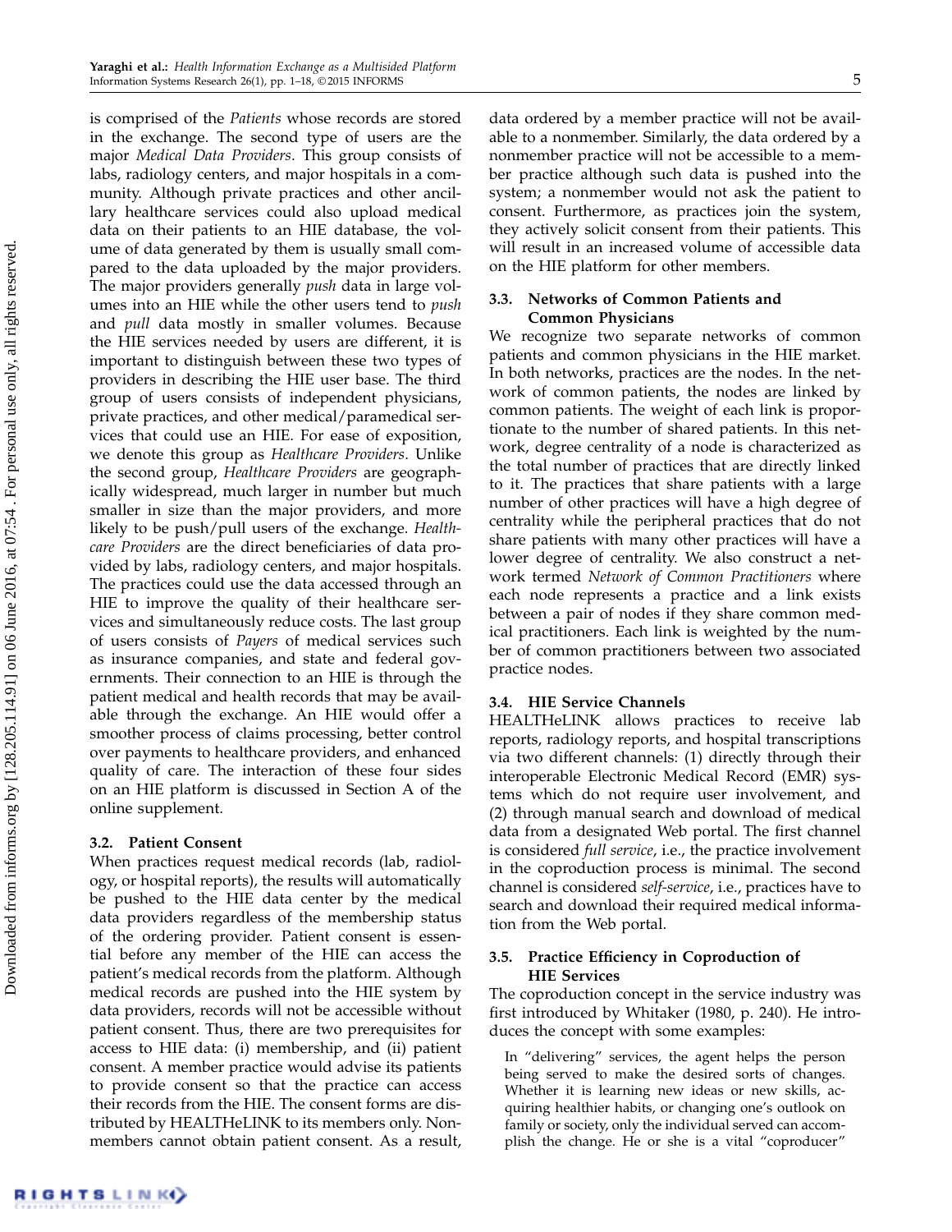is comprised of the *Patients* whose records are stored in the exchange. The second type of users are the major *Medical Data Providers*. This group consists of labs, radiology centers, and major hospitals in a community. Although private practices and other ancillary healthcare services could also upload medical data on their patients to an HIE database, the volume of data generated by them is usually small compared to the data uploaded by the major providers. The major providers generally *push* data in large volumes into an HIE while the other users tend to *push* and *pull* data mostly in smaller volumes. Because the HIE services needed by users are different, it is important to distinguish between these two types of providers in describing the HIE user base. The third group of users consists of independent physicians, private practices, and other medical/paramedical services that could use an HIE. For ease of exposition, we denote this group as *Healthcare Providers*. Unlike the second group, *Healthcare Providers* are geographically widespread, much larger in number but much smaller in size than the major providers, and more likely to be push/pull users of the exchange. *Healthcare Providers* are the direct beneficiaries of data provided by labs, radiology centers, and major hospitals. The practices could use the data accessed through an HIE to improve the quality of their healthcare services and simultaneously reduce costs. The last group of users consists of *Payers* of medical services such as insurance companies, and state and federal governments. Their connection to an HIE is through the patient medical and health records that may be available through the exchange. An HIE would offer a smoother process of claims processing, better control over payments to healthcare providers, and enhanced quality of care. The interaction of these four sides on an HIE platform is discussed in Section A of the online supplement.

### 3.2. Patient Consent

When practices request medical records (lab, radiology, or hospital reports), the results will automatically be pushed to the HIE data center by the medical data providers regardless of the membership status of the ordering provider. Patient consent is essential before any member of the HIE can access the patient's medical records from the platform. Although medical records are pushed into the HIE system by data providers, records will not be accessible without patient consent. Thus, there are two prerequisites for access to HIE data: (i) membership, and (ii) patient consent. A member practice would advise its patients to provide consent so that the practice can access their records from the HIE. The consent forms are distributed by HEALTHeLINK to its members only. Nonmembers cannot obtain patient consent. As a result, data ordered by a member practice will not be available to a nonmember. Similarly, the data ordered by a nonmember practice will not be accessible to a member practice although such data is pushed into the system; a nonmember would not ask the patient to consent. Furthermore, as practices join the system, they actively solicit consent from their patients. This will result in an increased volume of accessible data on the HIE platform for other members.

### 3.3. Networks of Common Patients and Common Physicians

We recognize two separate networks of common patients and common physicians in the HIE market. In both networks, practices are the nodes. In the network of common patients, the nodes are linked by common patients. The weight of each link is proportionate to the number of shared patients. In this network, degree centrality of a node is characterized as the total number of practices that are directly linked to it. The practices that share patients with a large number of other practices will have a high degree of centrality while the peripheral practices that do not share patients with many other practices will have a lower degree of centrality. We also construct a network termed *Network of Common Practitioners* where each node represents a practice and a link exists between a pair of nodes if they share common medical practitioners. Each link is weighted by the number of common practitioners between two associated practice nodes.

### 3.4. HIE Service Channels

HEALTHeLINK allows practices to receive lab reports, radiology reports, and hospital transcriptions via two different channels: (1) directly through their interoperable Electronic Medical Record (EMR) systems which do not require user involvement, and (2) through manual search and download of medical data from a designated Web portal. The first channel is considered *full service*, i.e., the practice involvement in the coproduction process is minimal. The second channel is considered *self-service*, i.e., practices have to search and download their required medical information from the Web portal.

### 3.5. Practice Efficiency in Coproduction of HIE Services

The coproduction concept in the service industry was first introduced by Whitaker (1980, p. 240). He introduces the concept with some examples:

> In "delivering" services, the agent helps the person being served to make the desired sorts of changes. Whether it is learning new ideas or new skills, acquiring healthier habits, or changing one's outlook on family or society, only the individual served can accomplish the change. He or she is a vital "coproducer"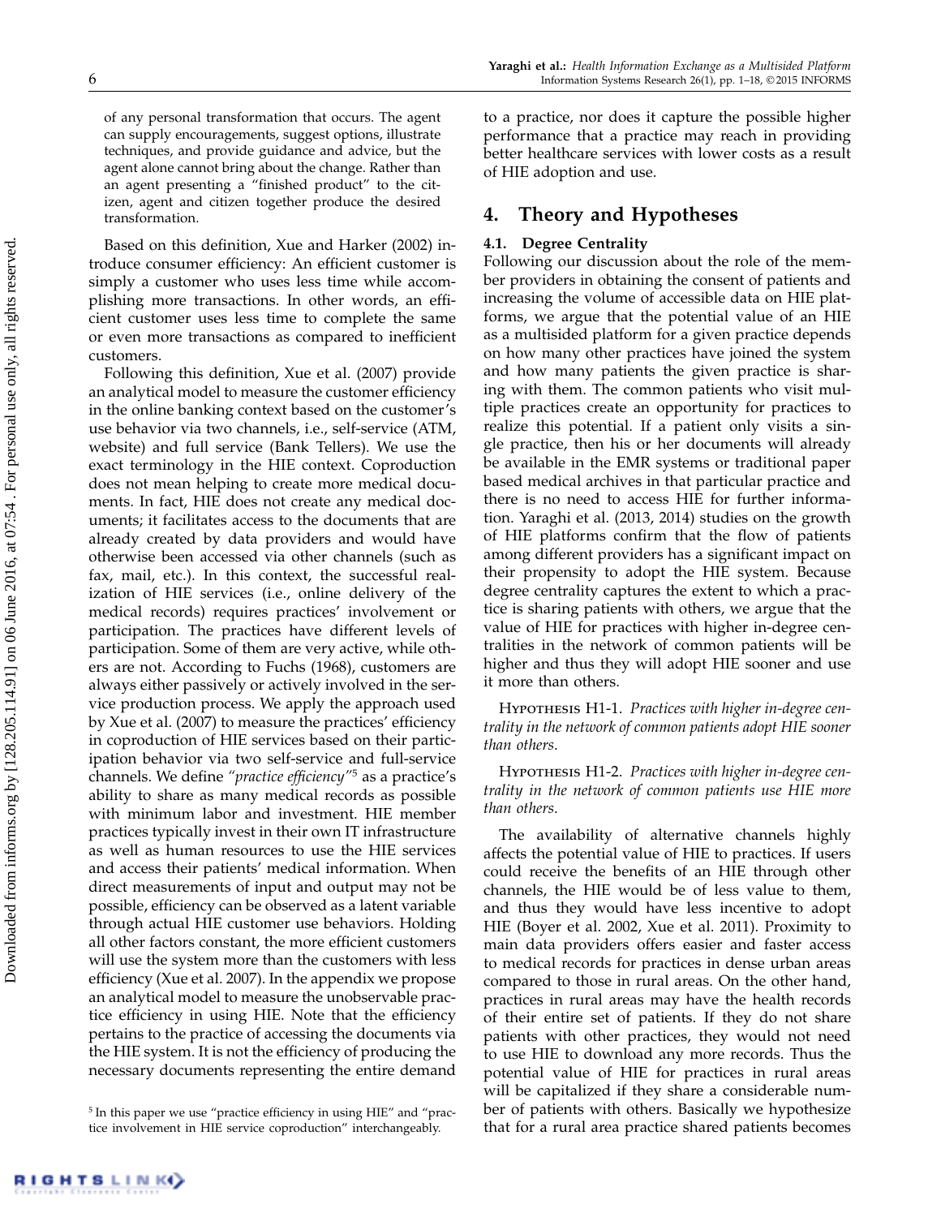of any personal transformation that occurs. The agent can supply encouragements, suggest options, illustrate techniques, and provide guidance and advice, but the agent alone cannot bring about the change. Rather than an agent presenting a "finished product" to the citizen, agent and citizen together produce the desired transformation.

Based on this definition, Xue and Harker (2002) introduce consumer efficiency: An efficient customer is simply a customer who uses less time while accomplishing more transactions. In other words, an efficient customer uses less time to complete the same or even more transactions as compared to inefficient customers.

Following this definition, Xue et al. (2007) provide an analytical model to measure the customer efficiency in the online banking context based on the customer's use behavior via two channels, i.e., self-service (ATM, website) and full service (Bank Tellers). We use the exact terminology in the HIE context. Coproduction does not mean helping to create more medical documents. In fact, HIE does not create any medical documents; it facilitates access to the documents that are already created by data providers and would have otherwise been accessed via other channels (such as fax, mail, etc.). In this context, the successful realization of HIE services (i.e., online delivery of the medical records) requires practices' involvement or participation. The practices have different levels of participation. Some of them are very active, while others are not. According to Fuchs (1968), customers are always either passively or actively involved in the service production process. We apply the approach used by Xue et al. (2007) to measure the practices' efficiency in coproduction of HIE services based on their participation behavior via two self-service and full-service channels. We define *"practice efficiency"*[5] as a practice's ability to share as many medical records as possible with minimum labor and investment. HIE member practices typically invest in their own IT infrastructure as well as human resources to use the HIE services and access their patients' medical information. When direct measurements of input and output may not be possible, efficiency can be observed as a latent variable through actual HIE customer use behaviors. Holding all other factors constant, the more efficient customers will use the system more than the customers with less efficiency (Xue et al. 2007). In the appendix we propose an analytical model to measure the unobservable practice efficiency in using HIE. Note that the efficiency pertains to the practice of accessing the documents via the HIE system. It is not the efficiency of producing the necessary documents representing the entire demand to a practice, nor does it capture the possible higher performance that a practice may reach in providing better healthcare services with lower costs as a result of HIE adoption and use.

[5] In this paper we use "practice efficiency in using HIE" and "practice involvement in HIE service coproduction" interchangeably.

## 4. Theory and Hypotheses

### 4.1. Degree Centrality

Following our discussion about the role of the member providers in obtaining the consent of patients and increasing the volume of accessible data on HIE platforms, we argue that the potential value of an HIE as a multisided platform for a given practice depends on how many other practices have joined the system and how many patients the given practice is sharing with them. The common patients who visit multiple practices create an opportunity for practices to realize this potential. If a patient only visits a single practice, then his or her documents will already be available in the EMR systems or traditional paper based medical archives in that particular practice and there is no need to access HIE for further information. Yaraghi et al. (2013, 2014) studies on the growth of HIE platforms confirm that the flow of patients among different providers has a significant impact on their propensity to adopt the HIE system. Because degree centrality captures the extent to which a practice is sharing patients with others, we argue that the value of HIE for practices with higher in-degree centralities in the network of common patients will be higher and thus they will adopt HIE sooner and use it more than others.

Hypothesis H1-1. *Practices with higher in-degree centrality in the network of common patients adopt HIE sooner than others.*

Hypothesis H1-2. *Practices with higher in-degree centrality in the network of common patients use HIE more than others.*

The availability of alternative channels highly affects the potential value of HIE to practices. If users could receive the benefits of an HIE through other channels, the HIE would be of less value to them, and thus they would have less incentive to adopt HIE (Boyer et al. 2002, Xue et al. 2011). Proximity to main data providers offers easier and faster access to medical records for practices in dense urban areas compared to those in rural areas. On the other hand, practices in rural areas may have the health records of their entire set of patients. If they do not share patients with other practices, they would not need to use HIE to download any more records. Thus the potential value of HIE for practices in rural areas will be capitalized if they share a considerable number of patients with others. Basically we hypothesize that for a rural area practice shared patients becomes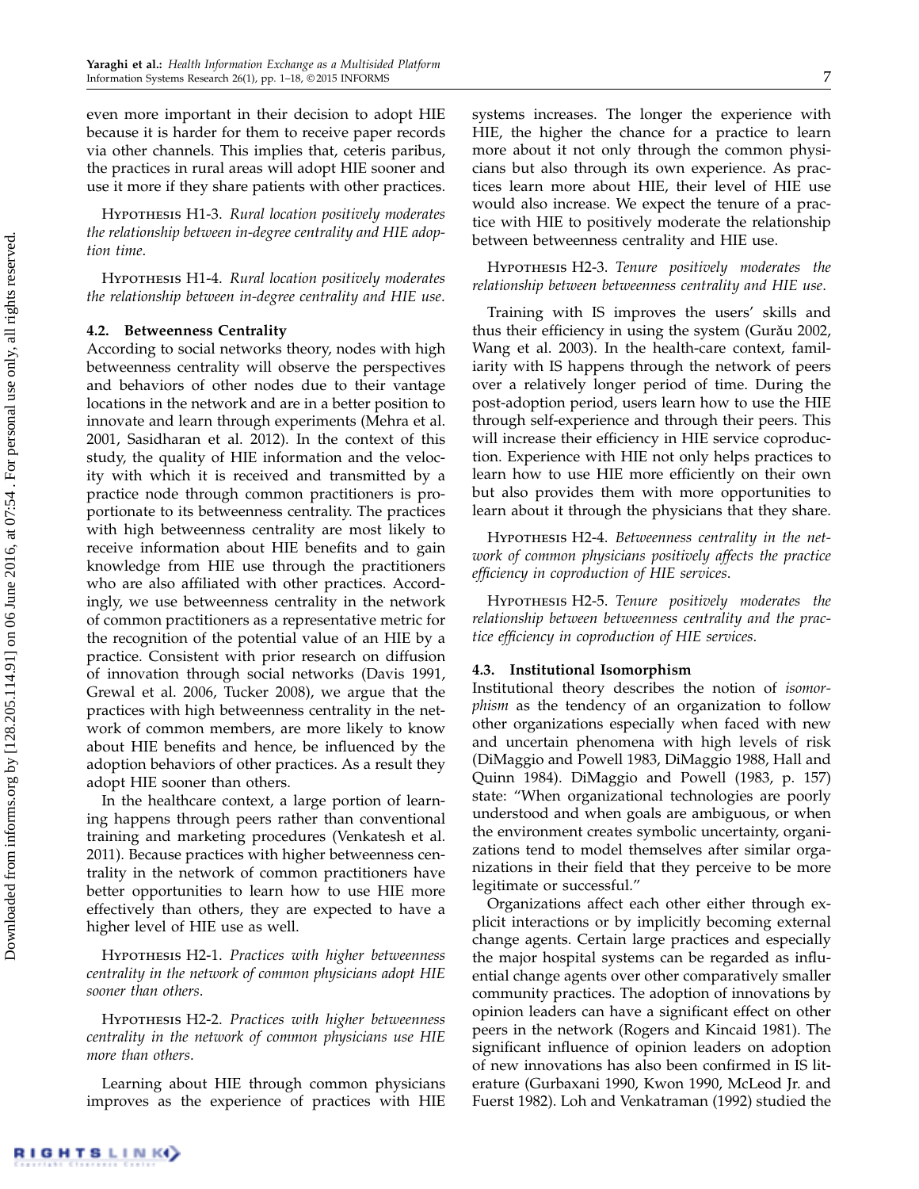even more important in their decision to adopt HIE because it is harder for them to receive paper records via other channels. This implies that, ceteris paribus, the practices in rural areas will adopt HIE sooner and use it more if they share patients with other practices.

Hypothesis H1-3. *Rural location positively moderates the relationship between in-degree centrality and HIE adoption time.*

Hypothesis H1-4. *Rural location positively moderates the relationship between in-degree centrality and HIE use.*

### 4.2. Betweenness Centrality

According to social networks theory, nodes with high betweenness centrality will observe the perspectives and behaviors of other nodes due to their vantage locations in the network and are in a better position to innovate and learn through experiments (Mehra et al. 2001, Sasidharan et al. 2012). In the context of this study, the quality of HIE information and the velocity with which it is received and transmitted by a practice node through common practitioners is proportionate to its betweenness centrality. The practices with high betweenness centrality are most likely to receive information about HIE benefits and to gain knowledge from HIE use through the practitioners who are also affiliated with other practices. Accordingly, we use betweenness centrality in the network of common practitioners as a representative metric for the recognition of the potential value of an HIE by a practice. Consistent with prior research on diffusion of innovation through social networks (Davis 1991, Grewal et al. 2006, Tucker 2008), we argue that the practices with high betweenness centrality in the network of common members, are more likely to know about HIE benefits and hence, be influenced by the adoption behaviors of other practices. As a result they adopt HIE sooner than others.

In the healthcare context, a large portion of learning happens through peers rather than conventional training and marketing procedures (Venkatesh et al. 2011). Because practices with higher betweenness centrality in the network of common practitioners have better opportunities to learn how to use HIE more effectively than others, they are expected to have a higher level of HIE use as well.

Hypothesis H2-1. *Practices with higher betweenness centrality in the network of common physicians adopt HIE sooner than others.*

Hypothesis H2-2. *Practices with higher betweenness centrality in the network of common physicians use HIE more than others.*

Learning about HIE through common physicians improves as the experience of practices with HIE systems increases. The longer the experience with HIE, the higher the chance for a practice to learn more about it not only through the common physicians but also through its own experience. As practices learn more about HIE, their level of HIE use would also increase. We expect the tenure of a practice with HIE to positively moderate the relationship between betweenness centrality and HIE use.

Hypothesis H2-3. *Tenure positively moderates the relationship between betweenness centrality and HIE use.*

Training with IS improves the users' skills and thus their efficiency in using the system (Gurău 2002, Wang et al. 2003). In the health-care context, familiarity with IS happens through the network of peers over a relatively longer period of time. During the post-adoption period, users learn how to use the HIE through self-experience and through their peers. This will increase their efficiency in HIE service coproduction. Experience with HIE not only helps practices to learn how to use HIE more efficiently on their own but also provides them with more opportunities to learn about it through the physicians that they share.

Hypothesis H2-4. *Betweenness centrality in the network of common physicians positively affects the practice efficiency in coproduction of HIE services.*

Hypothesis H2-5. *Tenure positively moderates the relationship between betweenness centrality and the practice efficiency in coproduction of HIE services.*

### 4.3. Institutional Isomorphism

Institutional theory describes the notion of *isomorphism* as the tendency of an organization to follow other organizations especially when faced with new and uncertain phenomena with high levels of risk (DiMaggio and Powell 1983, DiMaggio 1988, Hall and Quinn 1984). DiMaggio and Powell (1983, p. 157) state: "When organizational technologies are poorly understood and when goals are ambiguous, or when the environment creates symbolic uncertainty, organizations tend to model themselves after similar organizations in their field that they perceive to be more legitimate or successful."

Organizations affect each other either through explicit interactions or by implicitly becoming external change agents. Certain large practices and especially the major hospital systems can be regarded as influential change agents over other comparatively smaller community practices. The adoption of innovations by opinion leaders can have a significant effect on other peers in the network (Rogers and Kincaid 1981). The significant influence of opinion leaders on adoption of new innovations has also been confirmed in IS literature (Gurbaxani 1990, Kwon 1990, McLeod Jr. and Fuerst 1982). Loh and Venkatraman (1992) studied the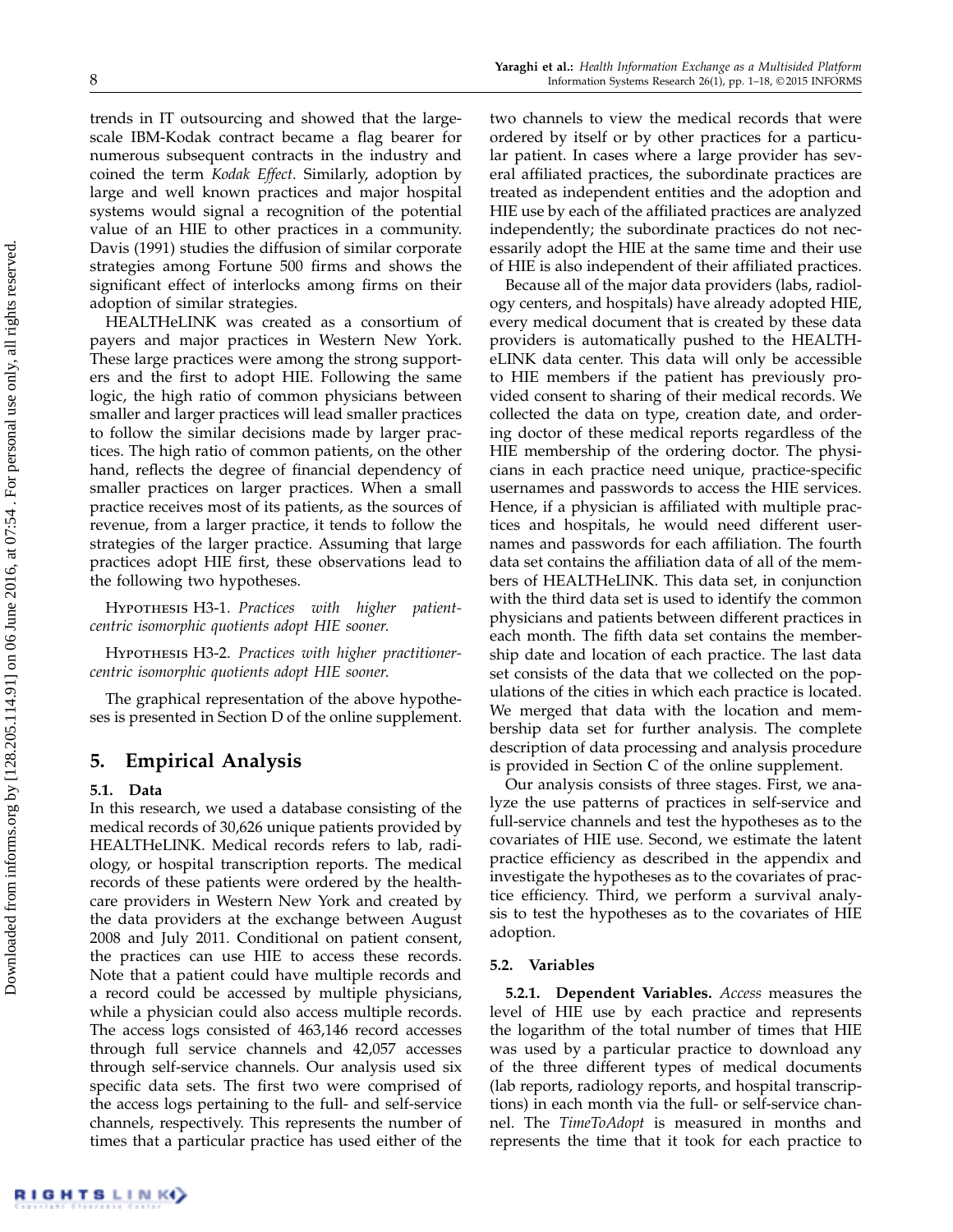trends in IT outsourcing and showed that the large-scale IBM-Kodak contract became a flag bearer for numerous subsequent contracts in the industry and coined the term *Kodak Effect*. Similarly, adoption by large and well known practices and major hospital systems would signal a recognition of the potential value of an HIE to other practices in a community. Davis (1991) studies the diffusion of similar corporate strategies among Fortune 500 firms and shows the significant effect of interlocks among firms on their adoption of similar strategies.

HEALTHeLINK was created as a consortium of payers and major practices in Western New York. These large practices were among the strong supporters and the first to adopt HIE. Following the same logic, the high ratio of common physicians between smaller and larger practices will lead smaller practices to follow the similar decisions made by larger practices. The high ratio of common patients, on the other hand, reflects the degree of financial dependency of smaller practices on larger practices. When a small practice receives most of its patients, as the sources of revenue, from a larger practice, it tends to follow the strategies of the larger practice. Assuming that large practices adopt HIE first, these observations lead to the following two hypotheses.

Hypothesis H3-1. *Practices with higher patient-centric isomorphic quotients adopt HIE sooner.*

Hypothesis H3-2. *Practices with higher practitioner-centric isomorphic quotients adopt HIE sooner.*

The graphical representation of the above hypotheses is presented in Section D of the online supplement.

## 5. Empirical Analysis

### 5.1. Data

In this research, we used a database consisting of the medical records of 30,626 unique patients provided by HEALTHeLINK. Medical records refers to lab, radiology, or hospital transcription reports. The medical records of these patients were ordered by the healthcare providers in Western New York and created by the data providers at the exchange between August 2008 and July 2011. Conditional on patient consent, the practices can use HIE to access these records. Note that a patient could have multiple records and a record could be accessed by multiple physicians, while a physician could also access multiple records. The access logs consisted of 463,146 record accesses through full service channels and 42,057 accesses through self-service channels. Our analysis used six specific data sets. The first two were comprised of the access logs pertaining to the full- and self-service channels, respectively. This represents the number of times that a particular practice has used either of the two channels to view the medical records that were ordered by itself or by other practices for a particular patient. In cases where a large provider has several affiliated practices, the subordinate practices are treated as independent entities and the adoption and HIE use by each of the affiliated practices are analyzed independently; the subordinate practices do not necessarily adopt the HIE at the same time and their use of HIE is also independent of their affiliated practices.

Because all of the major data providers (labs, radiology centers, and hospitals) have already adopted HIE, every medical document that is created by these data providers is automatically pushed to the HEALTHeLINK data center. This data will only be accessible to HIE members if the patient has previously provided consent to sharing of their medical records. We collected the data on type, creation date, and ordering doctor of these medical reports regardless of the HIE membership of the ordering doctor. The physicians in each practice need unique, practice-specific usernames and passwords to access the HIE services. Hence, if a physician is affiliated with multiple practices and hospitals, he would need different usernames and passwords for each affiliation. The fourth data set contains the affiliation data of all of the members of HEALTHeLINK. This data set, in conjunction with the third data set is used to identify the common physicians and patients between different practices in each month. The fifth data set contains the membership date and location of each practice. The last data set consists of the data that we collected on the populations of the cities in which each practice is located. We merged that data with the location and membership data set for further analysis. The complete description of data processing and analysis procedure is provided in Section C of the online supplement.

Our analysis consists of three stages. First, we analyze the use patterns of practices in self-service and full-service channels and test the hypotheses as to the covariates of HIE use. Second, we estimate the latent practice efficiency as described in the appendix and investigate the hypotheses as to the covariates of practice efficiency. Third, we perform a survival analysis to test the hypotheses as to the covariates of HIE adoption.

### 5.2. Variables

**5.2.1. Dependent Variables.** *Access* measures the level of HIE use by each practice and represents the logarithm of the total number of times that HIE was used by a particular practice to download any of the three different types of medical documents (lab reports, radiology reports, and hospital transcriptions) in each month via the full- or self-service channel. The *TimeToAdopt* is measured in months and represents the time that it took for each practice to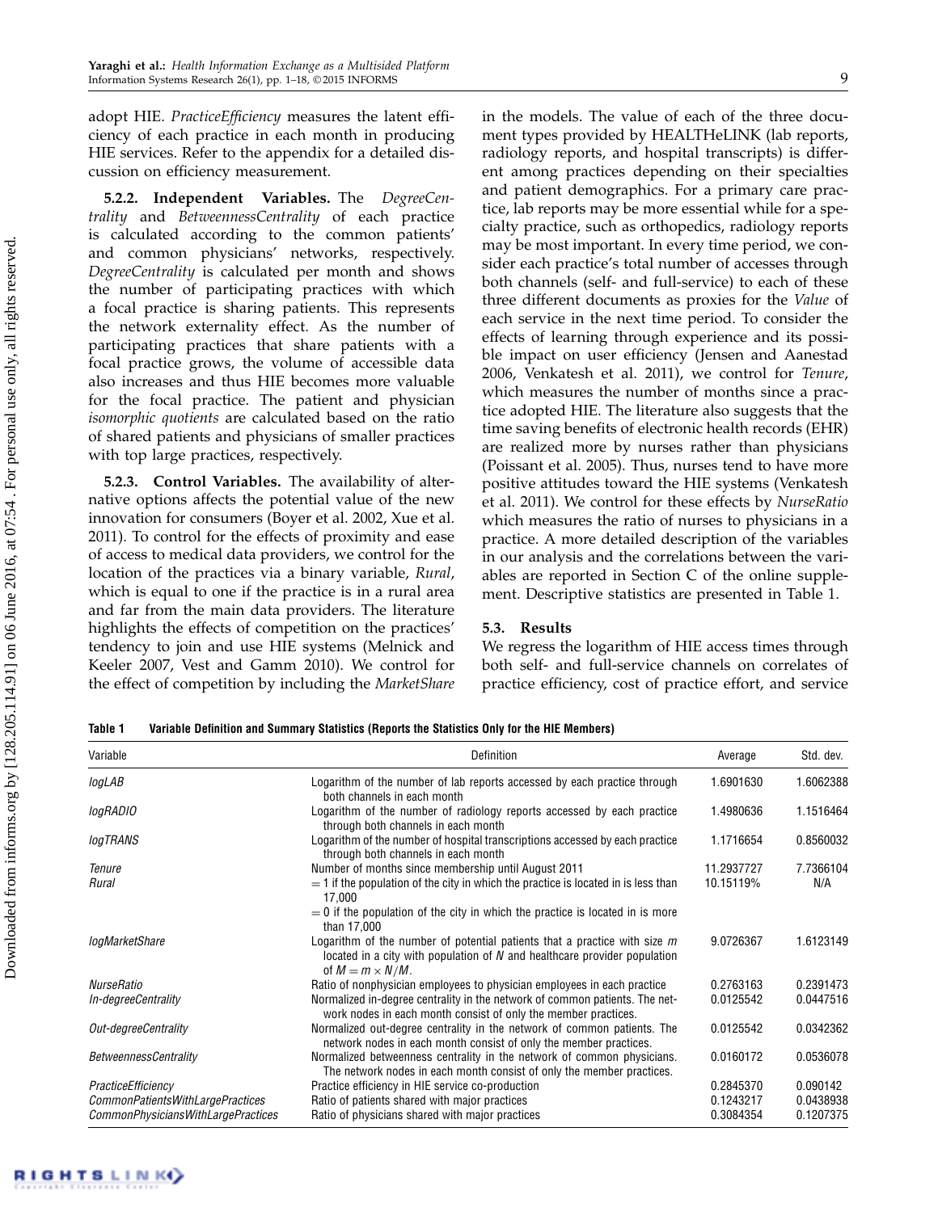adopt HIE. *PracticeEfficiency* measures the latent efficiency of each practice in each month in producing HIE services. Refer to the appendix for a detailed discussion on efficiency measurement.

**5.2.2. Independent Variables.** The *DegreeCentrality* and *BetweennessCentrality* of each practice is calculated according to the common patients' and common physicians' networks, respectively. *DegreeCentrality* is calculated per month and shows the number of participating practices with which a focal practice is sharing patients. This represents the network externality effect. As the number of participating practices that share patients with a focal practice grows, the volume of accessible data also increases and thus HIE becomes more valuable for the focal practice. The patient and physician *isomorphic quotients* are calculated based on the ratio of shared patients and physicians of smaller practices with top large practices, respectively.

**5.2.3. Control Variables.** The availability of alternative options affects the potential value of the new innovation for consumers (Boyer et al. 2002, Xue et al. 2011). To control for the effects of proximity and ease of access to medical data providers, we control for the location of the practices via a binary variable, *Rural*, which is equal to one if the practice is in a rural area and far from the main data providers. The literature highlights the effects of competition on the practices' tendency to join and use HIE systems (Melnick and Keeler 2007, Vest and Gamm 2010). We control for the effect of competition by including the *MarketShare* in the models. The value of each of the three document types provided by HEALTHeLINK (lab reports, radiology reports, and hospital transcripts) is different among practices depending on their specialties and patient demographics. For a primary care practice, lab reports may be more essential while for a specialty practice, such as orthopedics, radiology reports may be most important. In every time period, we consider each practice's total number of accesses through both channels (self- and full-service) to each of these three different documents as proxies for the *Value* of each service in the next time period. To consider the effects of learning through experience and its possible impact on user efficiency (Jensen and Aanestad 2006, Venkatesh et al. 2011), we control for *Tenure*, which measures the number of months since a practice adopted HIE. The literature also suggests that the time saving benefits of electronic health records (EHR) are realized more by nurses rather than physicians (Poissant et al. 2005). Thus, nurses tend to have more positive attitudes toward the HIE systems (Venkatesh et al. 2011). We control for these effects by *NurseRatio* which measures the ratio of nurses to physicians in a practice. A more detailed description of the variables in our analysis and the correlations between the variables are reported in Section C of the online supplement. Descriptive statistics are presented in Table 1.

### 5.3. Results

We regress the logarithm of HIE access times through both self- and full-service channels on correlates of practice efficiency, cost of practice effort, and service

**Table 1 Variable Definition and Summary Statistics (Reports the Statistics Only for the HIE Members)**

| Variable | Definition | Average | Std. dev. |
|---|---|---|---|
| *logLAB* | Logarithm of the number of lab reports accessed by each practice through both channels in each month | 1.6901630 | 1.6062388 |
| *logRADIO* | Logarithm of the number of radiology reports accessed by each practice through both channels in each month | 1.4980636 | 1.1516464 |
| *logTRANS* | Logarithm of the number of hospital transcriptions accessed by each practice through both channels in each month | 1.1716654 | 0.8560032 |
| *Tenure* | Number of months since membership until August 2011 | 11.2937727 | 7.7366104 |
| *Rural* | = 1 if the population of the city in which the practice is located in is less than 17,000; = 0 if the population of the city in which the practice is located in is more than 17,000 | 10.15119% | N/A |
| *logMarketShare* | Logarithm of the number of potential patients that a practice with size $m$ located in a city with population of $N$ and healthcare provider population of $M = m \times N/M$. | 9.0726367 | 1.6123149 |
| *NurseRatio* | Ratio of nonphysician employees to physician employees in each practice | 0.2763163 | 0.2391473 |
| *In-degreeCentrality* | Normalized in-degree centrality in the network of common patients. The network nodes in each month consist of only the member practices. | 0.0125542 | 0.0447516 |
| *Out-degreeCentrality* | Normalized out-degree centrality in the network of common patients. The network nodes in each month consist of only the member practices. | 0.0125542 | 0.0342362 |
| *BetweennessCentrality* | Normalized betweenness centrality in the network of common physicians. The network nodes in each month consist of only the member practices. | 0.0160172 | 0.0536078 |
| *PracticeEfficiency* | Practice efficiency in HIE service co-production | 0.2845370 | 0.090142 |
| *CommonPatientsWithLargePractices* | Ratio of patients shared with major practices | 0.1243217 | 0.0438938 |
| *CommonPhysiciansWithLargePractices* | Ratio of physicians shared with major practices | 0.3084354 | 0.1207375 |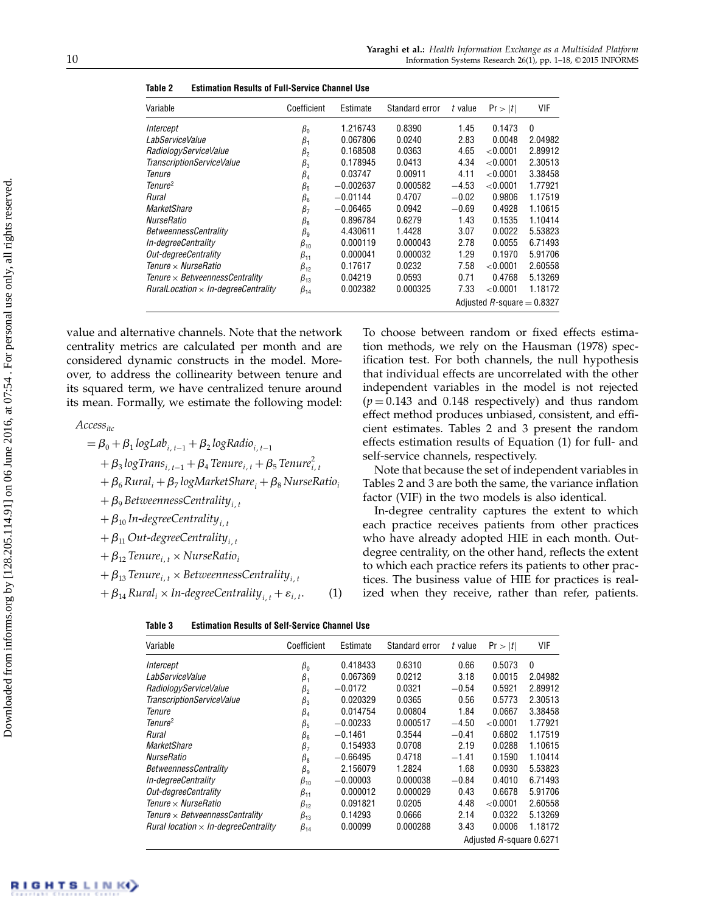**Table 2 Estimation Results of Full-Service Channel Use**

| Variable | Coefficient | Estimate | Standard error | $t$ value | $\Pr > \|t\|$ | VIF |
|---|---|---|---|---|---|---|
| *Intercept* | $\beta_0$ | 1.216743 | 0.8390 | 1.45 | 0.1473 | 0 |
| *LabServiceValue* | $\beta_1$ | 0.067806 | 0.0240 | 2.83 | 0.0048 | 2.04982 |
| *RadiologyServiceValue* | $\beta_2$ | 0.168508 | 0.0363 | 4.65 | <0.0001 | 2.89912 |
| *TranscriptionServiceValue* | $\beta_3$ | 0.178945 | 0.0413 | 4.34 | <0.0001 | 2.30513 |
| *Tenure* | $\beta_4$ | 0.03747 | 0.00911 | 4.11 | <0.0001 | 3.38458 |
| *Tenure*$^2$ | $\beta_5$ | −0.002637 | 0.000582 | −4.53 | <0.0001 | 1.77921 |
| *Rural* | $\beta_6$ | −0.01144 | 0.4707 | −0.02 | 0.9806 | 1.17519 |
| *MarketShare* | $\beta_7$ | −0.06465 | 0.0942 | −0.69 | 0.4928 | 1.10615 |
| *NurseRatio* | $\beta_8$ | 0.896784 | 0.6279 | 1.43 | 0.1535 | 1.10414 |
| *BetweennessCentrality* | $\beta_9$ | 4.430611 | 1.4428 | 3.07 | 0.0022 | 5.53823 |
| *In-degreeCentrality* | $\beta_{10}$ | 0.000119 | 0.000043 | 2.78 | 0.0055 | 6.71493 |
| *Out-degreeCentrality* | $\beta_{11}$ | 0.000041 | 0.000032 | 1.29 | 0.1970 | 5.91706 |
| *Tenure* × *NurseRatio* | $\beta_{12}$ | 0.17617 | 0.0232 | 7.58 | <0.0001 | 2.60558 |
| *Tenure* × *BetweennessCentrality* | $\beta_{13}$ | 0.04219 | 0.0593 | 0.71 | 0.4768 | 5.13269 |
| *RuralLocation* × *In-degreeCentrality* | $\beta_{14}$ | 0.002382 | 0.000325 | 7.33 | <0.0001 | 1.18172 |
| | | | | | | Adjusted $R$-square = 0.8327 |

value and alternative channels. Note that the network centrality metrics are calculated per month and are considered dynamic constructs in the model. Moreover, to address the collinearity between tenure and its squared term, we have centralized tenure around its mean. Formally, we estimate the following model:

$$
\begin{aligned}
Access_{itc} &= \beta_0 + \beta_1 \, logLab_{i,\,t-1} + \beta_2 \, logRadio_{i,\,t-1} \\
&\quad + \beta_3 \, logTrans_{i,\,t-1} + \beta_4 \, Tenure_{i,\,t} + \beta_5 \, Tenure^2_{i,\,t} \\
&\quad + \beta_6 \, Rural_i + \beta_7 \, logMarketShare_i + \beta_8 \, NurseRatio_i \\
&\quad + \beta_9 \, BetweennessCentrality_{i,\,t} \\
&\quad + \beta_{10} \, In\text{-}degreeCentrality_{i,\,t} \\
&\quad + \beta_{11} \, Out\text{-}degreeCentrality_{i,\,t} \\
&\quad + \beta_{12} \, Tenure_{i,\,t} \times NurseRatio_i \\
&\quad + \beta_{13} \, Tenure_{i,\,t} \times BetweennessCentrality_{i,\,t} \\
&\quad + \beta_{14} \, Rural_i \times In\text{-}degreeCentrality_{i,\,t} + \varepsilon_{i,\,t}. \qquad (1)
\end{aligned}
$$

To choose between random or fixed effects estimation methods, we rely on the Hausman (1978) specification test. For both channels, the null hypothesis that individual effects are uncorrelated with the other independent variables in the model is not rejected ($p = 0.143$ and $0.148$ respectively) and thus random effect method produces unbiased, consistent, and efficient estimates. Tables 2 and 3 present the random effects estimation results of Equation (1) for full- and self-service channels, respectively.

Note that because the set of independent variables in Tables 2 and 3 are both the same, the variance inflation factor (VIF) in the two models is also identical.

In-degree centrality captures the extent to which each practice receives patients from other practices who have already adopted HIE in each month. Out-degree centrality, on the other hand, reflects the extent to which each practice refers its patients to other practices. The business value of HIE for practices is realized when they receive, rather than refer, patients.

**Table 3 Estimation Results of Self-Service Channel Use**

| Variable | Coefficient | Estimate | Standard error | $t$ value | $\Pr > \|t\|$ | VIF |
|---|---|---|---|---|---|---|
| *Intercept* | $\beta_0$ | 0.418433 | 0.6310 | 0.66 | 0.5073 | 0 |
| *LabServiceValue* | $\beta_1$ | 0.067369 | 0.0212 | 3.18 | 0.0015 | 2.04982 |
| *RadiologyServiceValue* | $\beta_2$ | −0.0172 | 0.0321 | −0.54 | 0.5921 | 2.89912 |
| *TranscriptionServiceValue* | $\beta_3$ | 0.020329 | 0.0365 | 0.56 | 0.5773 | 2.30513 |
| *Tenure* | $\beta_4$ | 0.014754 | 0.00804 | 1.84 | 0.0667 | 3.38458 |
| *Tenure*$^2$ | $\beta_5$ | −0.00233 | 0.000517 | −4.50 | <0.0001 | 1.77921 |
| *Rural* | $\beta_6$ | −0.1461 | 0.3544 | −0.41 | 0.6802 | 1.17519 |
| *MarketShare* | $\beta_7$ | 0.154933 | 0.0708 | 2.19 | 0.0288 | 1.10615 |
| *NurseRatio* | $\beta_8$ | −0.66495 | 0.4718 | −1.41 | 0.1590 | 1.10414 |
| *BetweennessCentrality* | $\beta_9$ | 2.156079 | 1.2824 | 1.68 | 0.0930 | 5.53823 |
| *In-degreeCentrality* | $\beta_{10}$ | −0.00003 | 0.000038 | −0.84 | 0.4010 | 6.71493 |
| *Out-degreeCentrality* | $\beta_{11}$ | 0.000012 | 0.000029 | 0.43 | 0.6678 | 5.91706 |
| *Tenure* × *NurseRatio* | $\beta_{12}$ | 0.091821 | 0.0205 | 4.48 | <0.0001 | 2.60558 |
| *Tenure* × *BetweennessCentrality* | $\beta_{13}$ | 0.14293 | 0.0666 | 2.14 | 0.0322 | 5.13269 |
| *Rural location* × *In-degreeCentrality* | $\beta_{14}$ | 0.00099 | 0.000288 | 3.43 | 0.0006 | 1.18172 |
| | | | | | | Adjusted $R$-square 0.6271 |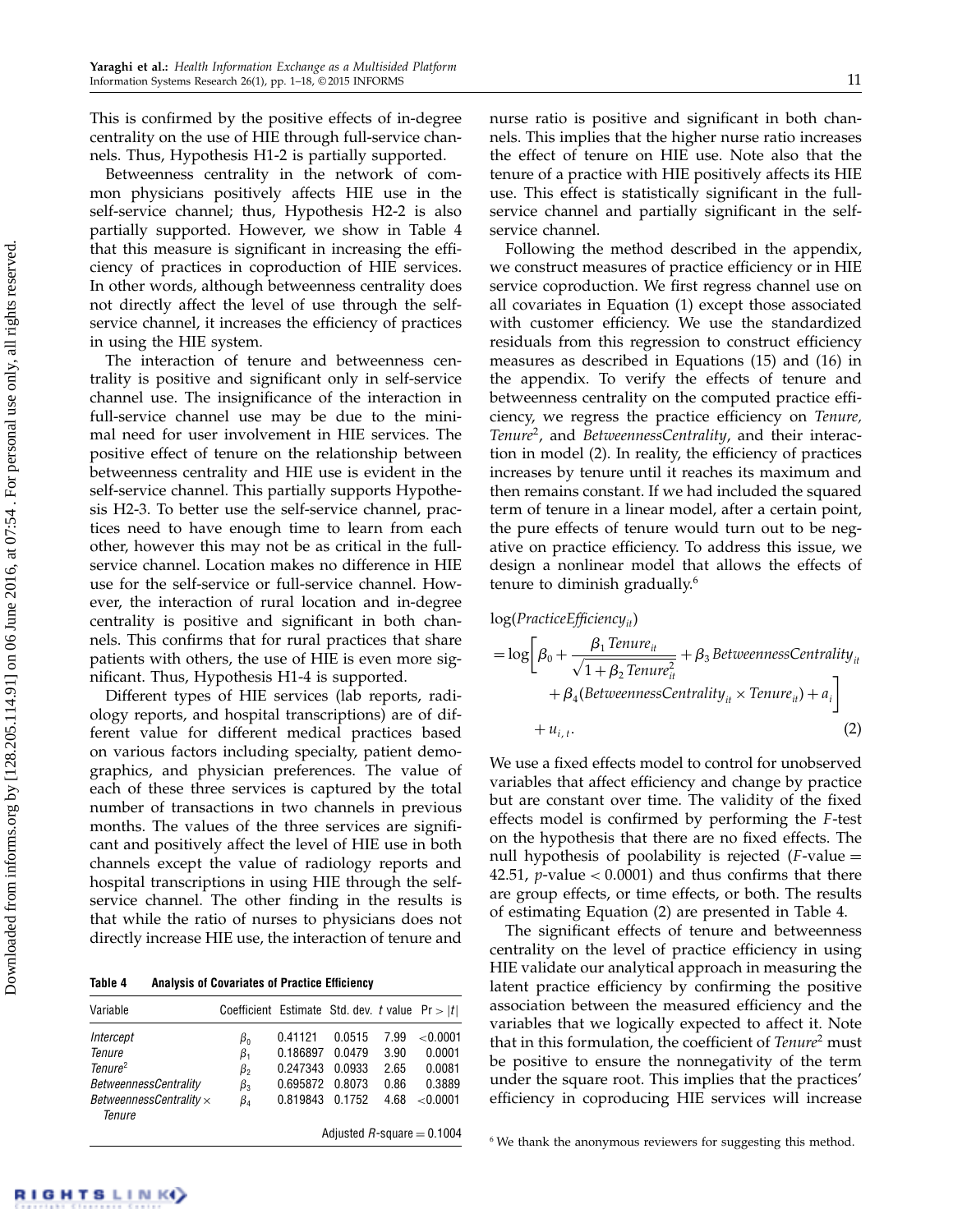This is confirmed by the positive effects of in-degree centrality on the use of HIE through full-service channels. Thus, Hypothesis H1-2 is partially supported.

Betweenness centrality in the network of common physicians positively affects HIE use in the self-service channel; thus, Hypothesis H2-2 is also partially supported. However, we show in Table 4 that this measure is significant in increasing the efficiency of practices in coproduction of HIE services. In other words, although betweenness centrality does not directly affect the level of use through the self-service channel, it increases the efficiency of practices in using the HIE system.

The interaction of tenure and betweenness centrality is positive and significant only in self-service channel use. The insignificance of the interaction in full-service channel use may be due to the minimal need for user involvement in HIE services. The positive effect of tenure on the relationship between betweenness centrality and HIE use is evident in the self-service channel. This partially supports Hypothesis H2-3. To better use the self-service channel, practices need to have enough time to learn from each other, however this may not be as critical in the full-service channel. Location makes no difference in HIE use for the self-service or full-service channel. However, the interaction of rural location and in-degree centrality is positive and significant in both channels. This confirms that for rural practices that share patients with others, the use of HIE is even more significant. Thus, Hypothesis H1-4 is supported.

Different types of HIE services (lab reports, radiology reports, and hospital transcriptions) are of different value for different medical practices based on various factors including specialty, patient demographics, and physician preferences. The value of each of these services is captured by the total number of transactions in two channels in previous months. The values of the three services are significant and positively affect the level of HIE use in both channels except the value of radiology reports and hospital transcriptions in using HIE through the self-service channel. The other finding in the results is that while the ratio of nurses to physicians does not directly increase HIE use, the interaction of tenure and nurse ratio is positive and significant in both channels. This implies that the higher nurse ratio increases the effect of tenure on HIE use. Note also that the tenure of a practice with HIE positively affects its HIE use. This effect is statistically significant in the full-service channel and partially significant in the self-service channel.

Following the method described in the appendix, we construct measures of practice efficiency or in HIE service coproduction. We first regress channel use on all covariates in Equation (1) except those associated with customer efficiency. We use the standardized residuals from this regression to construct efficiency measures as described in Equations (15) and (16) in the appendix. To verify the effects of tenure and betweenness centrality on the computed practice efficiency, we regress the practice efficiency on *Tenure*, *Tenure*$^2$, and *BetweennessCentrality*, and their interaction in model (2). In reality, the efficiency of practices increases by tenure until it reaches its maximum and then remains constant. If we had included the squared term of tenure in a linear model, after a certain point, the pure effects of tenure would turn out to be negative on practice efficiency. To address this issue, we design a nonlinear model that allows the effects of tenure to diminish gradually.[6]

$$\log(PracticeEfficiency_{it}) = \log\left[\beta_0 + \frac{\beta_1 \, Tenure_{it}}{\sqrt{1+\beta_2 \, Tenure_{it}^2}} + \beta_3 \, BetweennessCentrality_{it} + \beta_4 (BetweennessCentrality_{it} \times Tenure_{it}) + a_i\right] + u_{i,t}. \tag{2}$$

We use a fixed effects model to control for unobserved variables that affect efficiency and change by practice but are constant over time. The validity of the fixed effects model is confirmed by performing the $F$-test on the hypothesis that there are no fixed effects. The null hypothesis of poolability is rejected ($F$-value = 42.51, $p$-value < 0.0001) and thus confirms that there are group effects, or time effects, or both. The results of estimating Equation (2) are presented in Table 4.

The significant effects of tenure and betweenness centrality on the level of practice efficiency in using HIE validate our analytical approach in measuring the latent practice efficiency by confirming the positive association between the measured efficiency and the variables that we logically expected to affect it. Note that in this formulation, the coefficient of *Tenure*$^2$ must be positive to ensure the nonnegativity of the term under the square root. This implies that the practices' efficiency in coproducing HIE services will increase

**Table 4** Analysis of Covariates of Practice Efficiency

| Variable | Coefficient | Estimate | Std. dev. | $t$ value | $\Pr > \lvert t \rvert$ |
|---|---|---|---|---|---|
| *Intercept* | $\beta_0$ | 0.41121 | 0.0515 | 7.99 | <0.0001 |
| *Tenure* | $\beta_1$ | 0.186897 | 0.0479 | 3.90 | 0.0001 |
| *Tenure*$^2$ | $\beta_2$ | 0.247343 | 0.0933 | 2.65 | 0.0081 |
| *BetweennessCentrality* | $\beta_3$ | 0.695872 | 0.8073 | 0.86 | 0.3889 |
| *BetweennessCentrality* × *Tenure* | $\beta_4$ | 0.819843 | 0.1752 | 4.68 | <0.0001 |
| | | | | | Adjusted $R$-square = 0.1004 |

[6] We thank the anonymous reviewers for suggesting this method.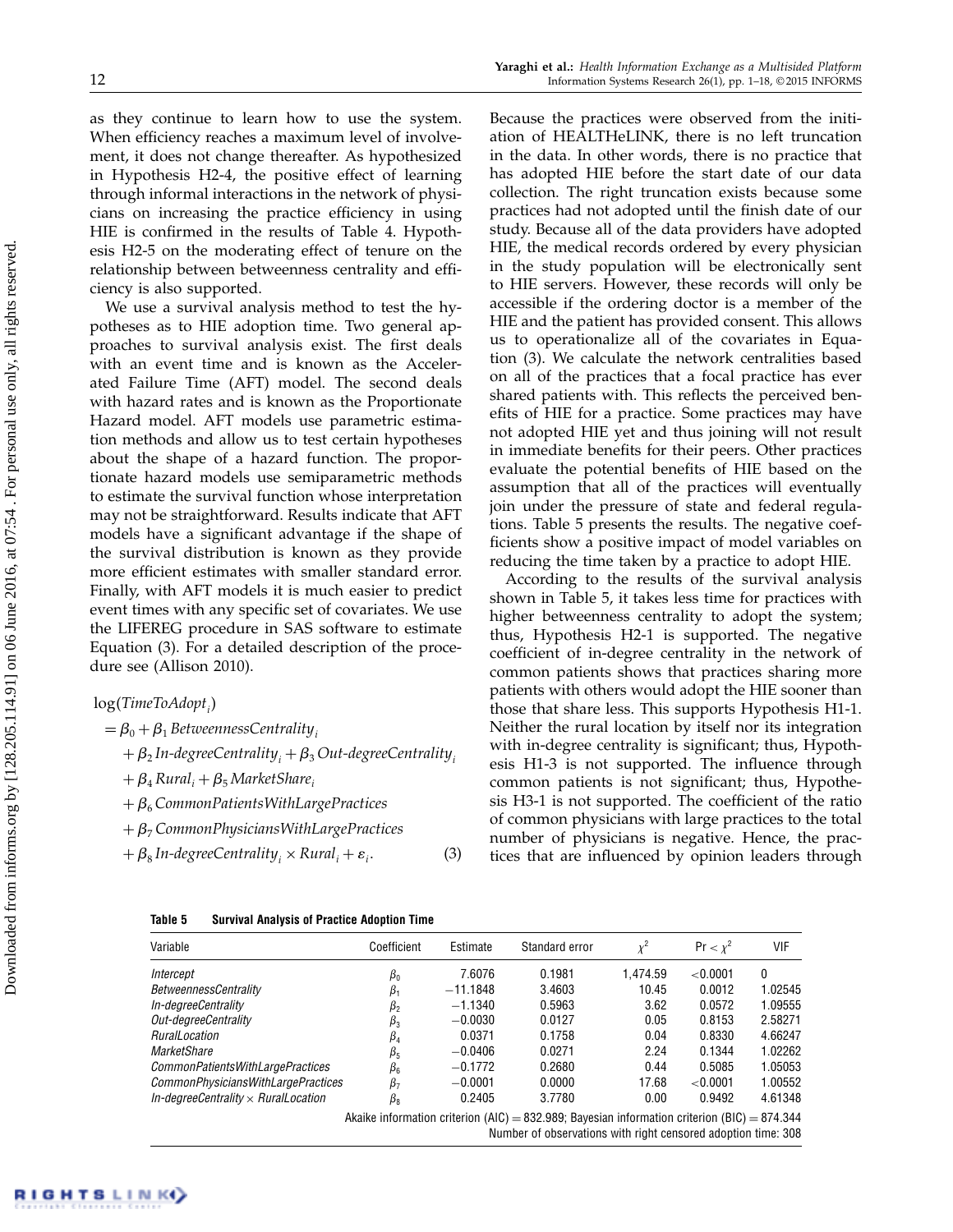as they continue to learn how to use the system. When efficiency reaches a maximum level of involvement, it does not change thereafter. As hypothesized in Hypothesis H2-4, the positive effect of learning through informal interactions in the network of physicians on increasing the practice efficiency in using HIE is confirmed in the results of Table 4. Hypothesis H2-5 on the moderating effect of tenure on the relationship between betweenness centrality and efficiency is also supported.

We use a survival analysis method to test the hypotheses as to HIE adoption time. Two general approaches to survival analysis exist. The first deals with an event time and is known as the Accelerated Failure Time (AFT) model. The second deals with hazard rates and is known as the Proportionate Hazard model. AFT models use parametric estimation methods and allow us to test certain hypotheses about the shape of a hazard function. The proportionate hazard models use semiparametric methods to estimate the survival function whose interpretation may not be straightforward. Results indicate that AFT models have a significant advantage if the shape of the survival distribution is known as they provide more efficient estimates with smaller standard error. Finally, with AFT models it is much easier to predict event times with any specific set of covariates. We use the LIFEREG procedure in SAS software to estimate Equation (3). For a detailed description of the procedure see (Allison 2010).

$$
\begin{aligned}
\log(\mathit{TimeToAdopt}_i) &= \beta_0 + \beta_1\, \mathit{BetweennessCentrality}_i \\
&\quad + \beta_2\, \mathit{In\text{-}degreeCentrality}_i + \beta_3\, \mathit{Out\text{-}degreeCentrality}_i \\
&\quad + \beta_4\, \mathit{Rural}_i + \beta_5\, \mathit{MarketShare}_i \\
&\quad + \beta_6\, \mathit{CommonPatientsWithLargePractices} \\
&\quad + \beta_7\, \mathit{CommonPhysiciansWithLargePractices} \\
&\quad + \beta_8\, \mathit{In\text{-}degreeCentrality}_i \times \mathit{Rural}_i + \varepsilon_i. \qquad (3)
\end{aligned}
$$

Because the practices were observed from the initiation of HEALTHeLINK, there is no left truncation in the data. In other words, there is no practice that has adopted HIE before the start date of our data collection. The right truncation exists because some practices had not adopted until the finish date of our study. Because all of the data providers have adopted HIE, the medical records ordered by every physician in the study population will be electronically sent to HIE servers. However, these records will only be accessible if the ordering doctor is a member of the HIE and the patient has provided consent. This allows us to operationalize all of the covariates in Equation (3). We calculate the network centralities based on all of the practices that a focal practice has ever shared patients with. This reflects the perceived benefits of HIE for a practice. Some practices may have not adopted HIE yet and thus joining will not result in immediate benefits for their peers. Other practices evaluate the potential benefits of HIE based on the assumption that all of the practices will eventually join under the pressure of state and federal regulations. Table 5 presents the results. The negative coefficients show a positive impact of model variables on reducing the time taken by a practice to adopt HIE.

According to the results of the survival analysis shown in Table 5, it takes less time for practices with higher betweenness centrality to adopt the system; thus, Hypothesis H2-1 is supported. The negative coefficient of in-degree centrality in the network of common patients shows that practices sharing more patients with others would adopt the HIE sooner than those that share less. This supports Hypothesis H1-1. Neither the rural location by itself nor its integration with in-degree centrality is significant; thus, Hypothesis H1-3 is not supported. The influence through common patients is not significant; thus, Hypothesis H3-1 is not supported. The coefficient of the ratio of common physicians with large practices to the total number of physicians is negative. Hence, the practices that are influenced by opinion leaders through

**Table 5 Survival Analysis of Practice Adoption Time**

| Variable | Coefficient | Estimate | Standard error | $\chi^2$ | $\Pr < \chi^2$ | VIF |
|---|---|---|---|---|---|---|
| *Intercept* | $\beta_0$ | 7.6076 | 0.1981 | 1,474.59 | <0.0001 | 0 |
| *BetweennessCentrality* | $\beta_1$ | −11.1848 | 3.4603 | 10.45 | 0.0012 | 1.02545 |
| *In-degreeCentrality* | $\beta_2$ | −1.1340 | 0.5963 | 3.62 | 0.0572 | 1.09555 |
| *Out-degreeCentrality* | $\beta_3$ | −0.0030 | 0.0127 | 0.05 | 0.8153 | 2.58271 |
| *RuralLocation* | $\beta_4$ | 0.0371 | 0.1758 | 0.04 | 0.8330 | 4.66247 |
| *MarketShare* | $\beta_5$ | −0.0406 | 0.0271 | 2.24 | 0.1344 | 1.02262 |
| *CommonPatientsWithLargePractices* | $\beta_6$ | −0.1772 | 0.2680 | 0.44 | 0.5085 | 1.05053 |
| *CommonPhysiciansWithLargePractices* | $\beta_7$ | −0.0001 | 0.0000 | 17.68 | <0.0001 | 1.00552 |
| *In-degreeCentrality* × *RuralLocation* | $\beta_8$ | 0.2405 | 3.7780 | 0.00 | 0.9492 | 4.61348 |

Akaike information criterion (AIC) = 832.989; Bayesian information criterion (BIC) = 874.344
Number of observations with right censored adoption time: 308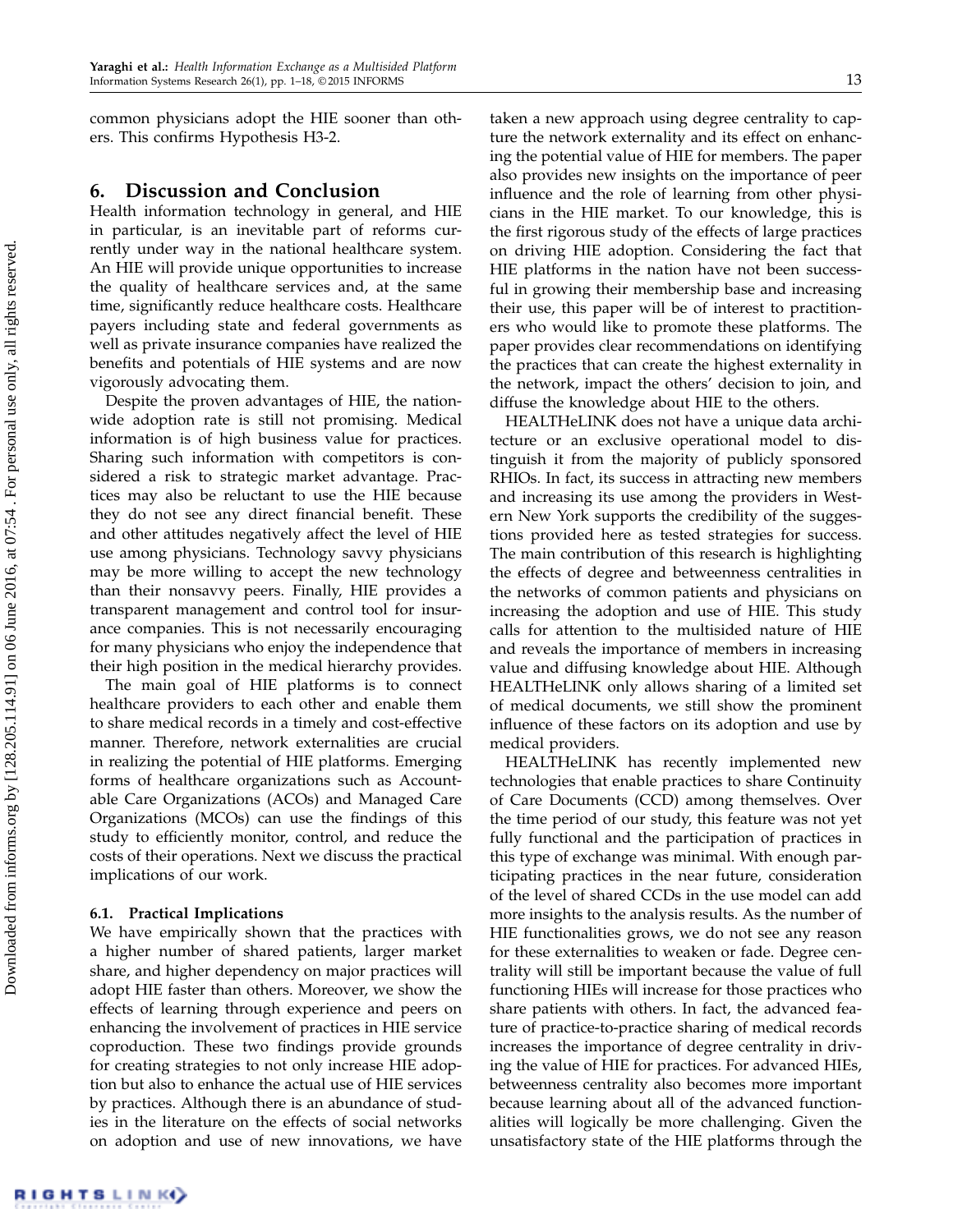common physicians adopt the HIE sooner than others. This confirms Hypothesis H3-2.

## 6. Discussion and Conclusion

Health information technology in general, and HIE in particular, is an inevitable part of reforms currently under way in the national healthcare system. An HIE will provide unique opportunities to increase the quality of healthcare services and, at the same time, significantly reduce healthcare costs. Healthcare payers including state and federal governments as well as private insurance companies have realized the benefits and potentials of HIE systems and are now vigorously advocating them.

Despite the proven advantages of HIE, the nationwide adoption rate is still not promising. Medical information is of high business value for practices. Sharing such information with competitors is considered a risk to strategic market advantage. Practices may also be reluctant to use the HIE because they do not see any direct financial benefit. These and other attitudes negatively affect the level of HIE use among physicians. Technology savvy physicians may be more willing to accept the new technology than their nonsavvy peers. Finally, HIE provides a transparent management and control tool for insurance companies. This is not necessarily encouraging for many physicians who enjoy the independence that their high position in the medical hierarchy provides.

The main goal of HIE platforms is to connect healthcare providers to each other and enable them to share medical records in a timely and cost-effective manner. Therefore, network externalities are crucial in realizing the potential of HIE platforms. Emerging forms of healthcare organizations such as Accountable Care Organizations (ACOs) and Managed Care Organizations (MCOs) can use the findings of this study to efficiently monitor, control, and reduce the costs of their operations. Next we discuss the practical implications of our work.

### 6.1. Practical Implications

We have empirically shown that the practices with a higher number of shared patients, larger market share, and higher dependency on major practices will adopt HIE faster than others. Moreover, we show the effects of learning through experience and peers on enhancing the involvement of practices in HIE service coproduction. These two findings provide grounds for creating strategies to not only increase HIE adoption but also to enhance the actual use of HIE services by practices. Although there is an abundance of studies in the literature on the effects of social networks on adoption and use of new innovations, we have taken a new approach using degree centrality to capture the network externality and its effect on enhancing the potential value of HIE for members. The paper also provides new insights on the importance of peer influence and the role of learning from other physicians in the HIE market. To our knowledge, this is the first rigorous study of the effects of large practices on driving HIE adoption. Considering the fact that HIE platforms in the nation have not been successful in growing their membership base and increasing their use, this paper will be of interest to practitioners who would like to promote these platforms. The paper provides clear recommendations on identifying the practices that can create the highest externality in the network, impact the others' decision to join, and diffuse the knowledge about HIE to the others.

HEALTHeLINK does not have a unique data architecture or an exclusive operational model to distinguish it from the majority of publicly sponsored RHIOs. In fact, its success in attracting new members and increasing its use among the providers in Western New York supports the credibility of the suggestions provided here as tested strategies for success. The main contribution of this research is highlighting the effects of degree and betweenness centralities in the networks of common patients and physicians on increasing the adoption and use of HIE. This study calls for attention to the multisided nature of HIE and reveals the importance of members in increasing value and diffusing knowledge about HIE. Although HEALTHeLINK only allows sharing of a limited set of medical documents, we still show the prominent influence of these factors on its adoption and use by medical providers.

HEALTHeLINK has recently implemented new technologies that enable practices to share Continuity of Care Documents (CCD) among themselves. Over the time period of our study, this feature was not yet fully functional and the participation of practices in this type of exchange was minimal. With enough participating practices in the near future, consideration of the level of shared CCDs in the use model can add more insights to the analysis results. As the number of HIE functionalities grows, we do not see any reason for these externalities to weaken or fade. Degree centrality will still be important because the value of full functioning HIEs will increase for those practices who share patients with others. In fact, the advanced feature of practice-to-practice sharing of medical records increases the importance of degree centrality in driving the value of HIE for practices. For advanced HIEs, betweenness centrality also becomes more important because learning about all of the advanced functionalities will logically be more challenging. Given the unsatisfactory state of the HIE platforms through the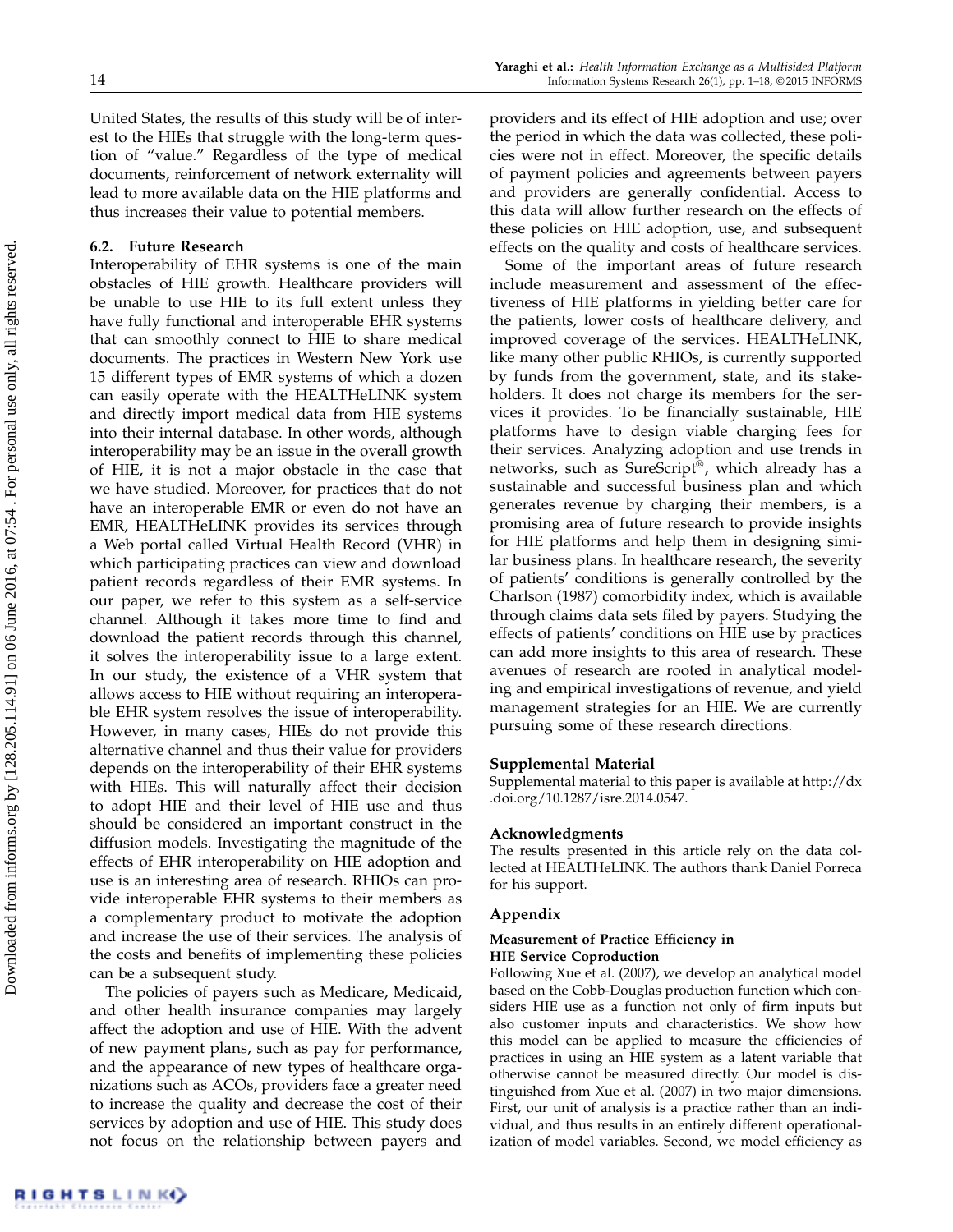United States, the results of this study will be of interest to the HIEs that struggle with the long-term question of "value." Regardless of the type of medical documents, reinforcement of network externality will lead to more available data on the HIE platforms and thus increases their value to potential members.

### 6.2. Future Research

Interoperability of EHR systems is one of the main obstacles of HIE growth. Healthcare providers will be unable to use HIE to its full extent unless they have fully functional and interoperable EHR systems that can smoothly connect to HIE to share medical documents. The practices in Western New York use 15 different types of EMR systems of which a dozen can easily operate with the HEALTHeLINK system and directly import medical data from HIE systems into their internal database. In other words, although interoperability may be an issue in the overall growth of HIE, it is not a major obstacle in the case that we have studied. Moreover, for practices that do not have an interoperable EMR or even do not have an EMR, HEALTHeLINK provides its services through a Web portal called Virtual Health Record (VHR) in which participating practices can view and download patient records regardless of their EMR systems. In our paper, we refer to this system as a self-service channel. Although it takes more time to find and download the patient records through this channel, it solves the interoperability issue to a large extent. In our study, the existence of a VHR system that allows access to HIE without requiring an interoperable EHR system resolves the issue of interoperability. However, in many cases, HIEs do not provide this alternative channel and thus their value for providers depends on the interoperability of their EHR systems with HIEs. This will naturally affect their decision to adopt HIE and their level of HIE use and thus should be considered an important construct in the diffusion models. Investigating the magnitude of the effects of EHR interoperability on HIE adoption and use is an interesting area of research. RHIOs can provide interoperable EHR systems to their members as a complementary product to motivate the adoption and increase the use of their services. The analysis of the costs and benefits of implementing these policies can be a subsequent study.

The policies of payers such as Medicare, Medicaid, and other health insurance companies may largely affect the adoption and use of HIE. With the advent of new payment plans, such as pay for performance, and the appearance of new types of healthcare organizations such as ACOs, providers face a greater need to increase the quality and decrease the cost of their services by adoption and use of HIE. This study does not focus on the relationship between payers and providers and its effect of HIE adoption and use; over the period in which the data was collected, these policies were not in effect. Moreover, the specific details of payment policies and agreements between payers and providers are generally confidential. Access to this data will allow further research on the effects of these policies on HIE adoption, use, and subsequent effects on the quality and costs of healthcare services.

Some of the important areas of future research include measurement and assessment of the effectiveness of HIE platforms in yielding better care for the patients, lower costs of healthcare delivery, and improved coverage of the services. HEALTHeLINK, like many other public RHIOs, is currently supported by funds from the government, state, and its stakeholders. It does not charge its members for the services it provides. To be financially sustainable, HIE platforms have to design viable charging fees for their services. Analyzing adoption and use trends in networks, such as SureScript®, which already has a sustainable and successful business plan and which generates revenue by charging their members, is a promising area of future research to provide insights for HIE platforms and help them in designing similar business plans. In healthcare research, the severity of patients' conditions is generally controlled by the Charlson (1987) comorbidity index, which is available through claims data sets filed by payers. Studying the effects of patients' conditions on HIE use by practices can add more insights to this area of research. These avenues of research are rooted in analytical modeling and empirical investigations of revenue, and yield management strategies for an HIE. We are currently pursuing some of these research directions.

## Supplemental Material

Supplemental material to this paper is available at http://dx.doi.org/10.1287/isre.2014.0547.

## Acknowledgments

The results presented in this article rely on the data collected at HEALTHeLINK. The authors thank Daniel Porreca for his support.

## Appendix

### Measurement of Practice Efficiency in HIE Service Coproduction

Following Xue et al. (2007), we develop an analytical model based on the Cobb-Douglas production function which considers HIE use as a function not only of firm inputs but also customer inputs and characteristics. We show how this model can be applied to measure the efficiencies of practices in using an HIE system as a latent variable that otherwise cannot be measured directly. Our model is distinguished from Xue et al. (2007) in two major dimensions. First, our unit of analysis is a practice rather than an individual, and thus results in an entirely different operationalization of model variables. Second, we model efficiency as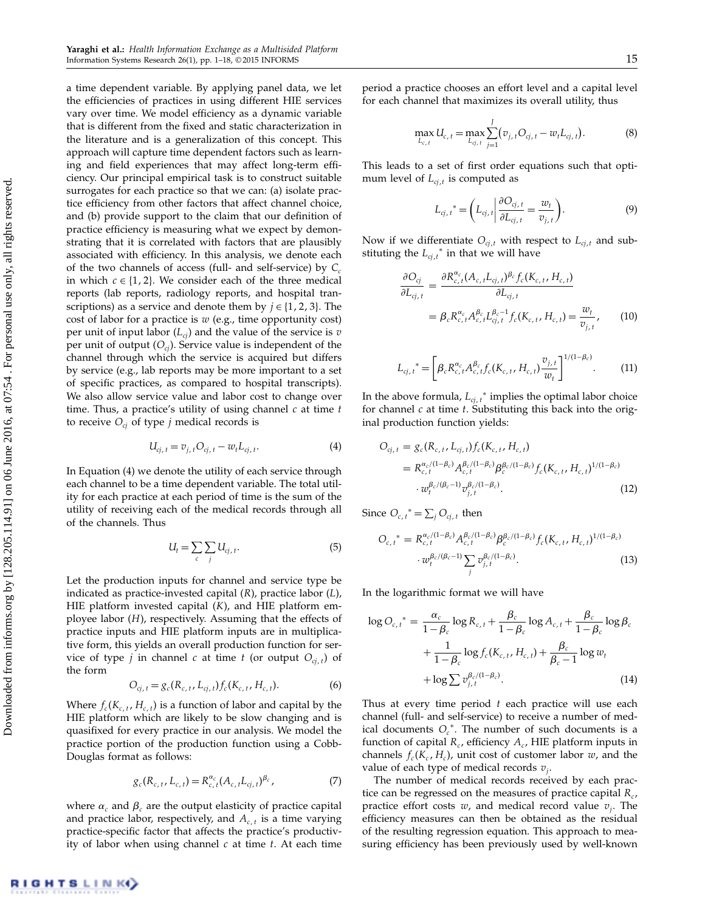a time dependent variable. By applying panel data, we let the efficiencies of practices in using different HIE services vary over time. We model efficiency as a dynamic variable that is different from the fixed and static characterization in the literature and is a generalization of this concept. This approach will capture time dependent factors such as learning and field experiences that may affect long-term efficiency. Our principal empirical task is to construct suitable surrogates for each practice so that we can: (a) isolate practice efficiency from other factors that affect channel choice, and (b) provide support to the claim that our definition of practice efficiency is measuring what we expect by demonstrating that it is correlated with factors that are plausibly associated with efficiency. In this analysis, we denote each of the two channels of access (full- and self-service) by $C_c$ in which $c \in \{1, 2\}$. We consider each of the three medical reports (lab reports, radiology reports, and hospital transcriptions) as a service and denote them by $j \in \{1, 2, 3\}$. The cost of labor for a practice is $w$ (e.g., time opportunity cost) per unit of input labor ($L_{cj}$) and the value of the service is $v$ per unit of output ($O_{cj}$). Service value is independent of the channel through which the service is acquired but differs by service (e.g., lab reports may be more important to a set of specific practices, as compared to hospital transcripts). We also allow service value and labor cost to change over time. Thus, a practice's utility of using channel $c$ at time $t$ to receive $O_{cj}$ of type $j$ medical records is

$$U_{cj,t} = v_{j,t} O_{cj,t} - w_t L_{cj,t}. \tag{4}$$

In Equation (4) we denote the utility of each service through each channel to be a time dependent variable. The total utility for each practice at each period of time is the sum of the utility of receiving each of the medical records through all of the channels. Thus

$$U_t = \sum_c \sum_j U_{cj,t}. \tag{5}$$

Let the production inputs for channel and service type be indicated as practice-invested capital ($R$), practice labor ($L$), HIE platform invested capital ($K$), and HIE platform employee labor ($H$), respectively. Assuming that the effects of practice inputs and HIE platform inputs are in multiplicative form, this yields an overall production function for service of type $j$ in channel $c$ at time $t$ (or output $O_{cj,t}$) of the form

$$O_{cj,t} = g_c(R_{c,t}, L_{cj,t}) f_c(K_{c,t}, H_{c,t}). \tag{6}$$

Where $f_c(K_{c,t}, H_{c,t})$ is a function of labor and capital by the HIE platform which are likely to be slow changing and is quasifixed for every practice in our analysis. We model the practice portion of the production function using a Cobb-Douglas format as follows:

$$g_c(R_{c,t}, L_{c,t}) = R_{c,t}^{\alpha_c} (A_{c,t} L_{cj,t})^{\beta_c}, \tag{7}$$

where $\alpha_c$ and $\beta_c$ are the output elasticity of practice capital and practice labor, respectively, and $A_{c,t}$ is a time varying practice-specific factor that affects the practice's productivity of labor when using channel $c$ at time $t$. At each time period a practice chooses an effort level and a capital level for each channel that maximizes its overall utility, thus

$$\max_{L_{c,t}} U_{c,t} = \max_{L_{cj,t}} \sum_{j=1}^{J} (v_{j,t} O_{cj,t} - w_t L_{cj,t}). \tag{8}$$

This leads to a set of first order equations such that optimum level of $L_{cj,t}$ is computed as

$$L_{cj,t}^{\,*} = \left( L_{cj,t} \middle| \frac{\partial O_{cj,t}}{\partial L_{cj,t}} = \frac{w_t}{v_{j,t}} \right). \tag{9}$$

Now if we differentiate $O_{cj,t}$ with respect to $L_{cj,t}$ and substituting the $L_{cj,t}^{\,*}$ in that we will have

$$\begin{aligned} \frac{\partial O_{cj}}{\partial L_{cj,t}} &= \frac{\partial R_{c,t}^{\alpha_c} (A_{c,t} L_{cj,t})^{\beta_c} f_c(K_{c,t}, H_{c,t})}{\partial L_{cj,t}} \\ &= \beta_c R_{c,t}^{\alpha_c} A_{c,t}^{\beta_c} L_{cj,t}^{\beta_c - 1} f_c(K_{c,t}, H_{c,t}) = \frac{w_t}{v_{j,t}}, \end{aligned} \tag{10}$$

$$L_{cj,t}^{\,*} = \left[ \beta_c R_{c,t}^{\alpha_c} A_{c,t}^{\beta_c} f_c(K_{c,t}, H_{c,t}) \frac{v_{j,t}}{w_t} \right]^{1/(1-\beta_c)}. \tag{11}$$

In the above formula, $L_{cj,t}^{\,*}$ implies the optimal labor choice for channel $c$ at time $t$. Substituting this back into the original production function yields:

$$\begin{aligned} O_{cj,t} &= g_c(R_{c,t}, L_{cj,t}) f_c(K_{c,t}, H_{c,t}) \\ &= R_{c,t}^{\alpha_c/(1-\beta_c)} A_{c,t}^{\beta_c/(1-\beta_c)} \beta_c^{\beta_c/(1-\beta_c)} f_c(K_{c,t}, H_{c,t})^{1/(1-\beta_c)} \\ &\quad \cdot w_t^{\beta_c/(\beta_c - 1)} v_{j,t}^{\beta_c/(1-\beta_c)}. \end{aligned} \tag{12}$$

Since $O_{c,t}^{\,*} = \sum_j O_{cj,t}$ then

$$\begin{aligned} O_{c,t}^{\,*} &= R_{c,t}^{\alpha_c/(1-\beta_c)} A_{c,t}^{\beta_c/(1-\beta_c)} \beta_c^{\beta_c/(1-\beta_c)} f_c(K_{c,t}, H_{c,t})^{1/(1-\beta_c)} \\ &\quad \cdot w_t^{\beta_c/(\beta_c - 1)} \sum_j v_{j,t}^{\beta_c/(1-\beta_c)}. \end{aligned} \tag{13}$$

In the logarithmic format we will have

$$\begin{aligned} \log O_{c,t}^{\,*} &= \frac{\alpha_c}{1-\beta_c} \log R_{c,t} + \frac{\beta_c}{1-\beta_c} \log A_{c,t} + \frac{\beta_c}{1-\beta_c} \log \beta_c \\ &\quad + \frac{1}{1-\beta_c} \log f_c(K_{c,t}, H_{c,t}) + \frac{\beta_c}{\beta_c - 1} \log w_t \\ &\quad + \log \sum v_{j,t}^{\beta_c/(1-\beta_c)}. \end{aligned} \tag{14}$$

Thus at every time period $t$ each practice will use each channel (full- and self-service) to receive a number of medical documents $O_c^{\,*}$. The number of such documents is a function of capital $R_c$, efficiency $A_c$, HIE platform inputs in channels $f_c(K_c, H_c)$, unit cost of customer labor $w$, and the value of each type of medical records $v_j$.

The number of medical records received by each practice can be regressed on the measures of practice capital $R_c$, practice effort costs $w$, and medical record value $v_j$. The efficiency measures can then be obtained as the residual of the resulting regression equation. This approach to measuring efficiency has been previously used by well-known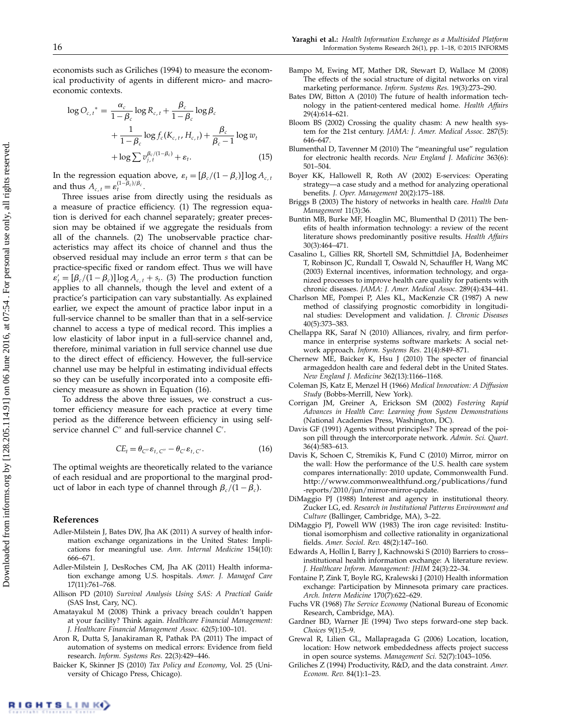economists such as Griliches (1994) to measure the economical productivity of agents in different micro- and macroeconomic contexts.

$$
\begin{aligned}
\log O_{c,t}^{*} = {} & \frac{\alpha_c}{1-\beta_c}\log R_{c,t} + \frac{\beta_c}{1-\beta_c}\log \beta_c \\
& + \frac{1}{1-\beta_c}\log f_c(K_{c,t}, H_{c,t}) + \frac{\beta_c}{\beta_c - 1}\log w_t \\
& + \log \sum v_{j,t}^{\beta_c/(1-\beta_c)} + \varepsilon_t. \qquad (15)
\end{aligned}
$$

In the regression equation above, $\varepsilon_t = [\beta_c/(1-\beta_c)]\log A_{c,t}$ and thus $A_{c,t} = \varepsilon_t^{(1-\beta_c)/\beta_c}$.

Three issues arise from directly using the residuals as a measure of practice efficiency. (1) The regression equation is derived for each channel separately; greater precession may be obtained if we aggregate the residuals from all of the channels. (2) The unobservable practice characteristics may affect its choice of channel and thus the observed residual may include an error term $s$ that can be practice-specific fixed or random effect. Thus we will have $\varepsilon_t' = [\beta_c/(1-\beta_c)]\log A_{c,t} + s_t$. (3) The production function applies to all channels, though the level and extent of a practice's participation can vary substantially. As explained earlier, we expect the amount of practice labor input in a full-service channel to be smaller than that in a self-service channel to access a type of medical record. This implies a low elasticity of labor input in a full-service channel and, therefore, minimal variation in full service channel use due to the direct effect of efficiency. However, the full-service channel use may be helpful in estimating individual effects so they can be usefully incorporated into a composite efficiency measure as shown in Equation (16).

To address the above three issues, we construct a customer efficiency measure for each practice at every time period as the difference between efficiency in using self-service channel $C''$ and full-service channel $C'$.

$$CE_t = \theta_{C''}\varepsilon_{t,C''} - \theta_{C'}\varepsilon_{t,C'}. \qquad (16)$$

The optimal weights are theoretically related to the variance of each residual and are proportional to the marginal product of labor in each type of channel through $\beta_c/(1-\beta_c)$.

## References

Adler-Milstein J, Bates DW, Jha AK (2011) A survey of health information exchange organizations in the United States: Implications for meaningful use. *Ann. Internal Medicine* 154(10): 666–671.

Adler-Milstein J, DesRoches CM, Jha AK (2011) Health information exchange among U.S. hospitals. *Amer. J. Managed Care* 17(11):761–768.

Allison PD (2010) *Survival Analysis Using SAS: A Practical Guide* (SAS Inst, Cary, NC).

Amatayakul M (2008) Think a privacy breach couldn't happen at your facility? Think again. *Healthcare Financial Management: J. Healthcare Financial Management Assoc.* 62(5):100–101.

Aron R, Dutta S, Janakiraman R, Pathak PA (2011) The impact of automation of systems on medical errors: Evidence from field research. *Inform. Systems Res.* 22(3):429–446.

Baicker K, Skinner JS (2010) *Tax Policy and Economy*, Vol. 25 (University of Chicago Press, Chicago).

Bampo M, Ewing MT, Mather DR, Stewart D, Wallace M (2008) The effects of the social structure of digital networks on viral marketing performance. *Inform. Systems Res.* 19(3):273–290.

Bates DW, Bitton A (2010) The future of health information technology in the patient-centered medical home. *Health Affairs* 29(4):614–621.

Bloom BS (2002) Crossing the quality chasm: A new health system for the 21st century. *JAMA: J. Amer. Medical Assoc.* 287(5): 646–647.

Blumenthal D, Tavenner M (2010) The "meaningful use" regulation for electronic health records. *New England J. Medicine* 363(6): 501–504.

Boyer KK, Hallowell R, Roth AV (2002) E-services: Operating strategy—a case study and a method for analyzing operational benefits. *J. Oper. Management* 20(2):175–188.

Briggs B (2003) The history of networks in health care. *Health Data Management* 11(3):36.

Buntin MB, Burke MF, Hoaglin MC, Blumenthal D (2011) The benefits of health information technology: a review of the recent literature shows predominantly positive results. *Health Affairs* 30(3):464–471.

Casalino L, Gillies RR, Shortell SM, Schmittdiel JA, Bodenheimer T, Robinson JC, Rundall T, Oswald N, Schauffler H, Wang MC (2003) External incentives, information technology, and organized processes to improve health care quality for patients with chronic diseases. *JAMA: J. Amer. Medical Assoc.* 289(4):434–441.

Charlson ME, Pompei P, Ales KL, MacKenzie CR (1987) A new method of classifying prognostic comorbidity in longitudinal studies: Development and validation. *J. Chronic Diseases* 40(5):373–383.

Chellappa RK, Saraf N (2010) Alliances, rivalry, and firm performance in enterprise systems software markets: A social network approach. *Inform. Systems Res.* 21(4):849–871.

Chernew ME, Baicker K, Hsu J (2010) The specter of financial armageddon health care and federal debt in the United States. *New England J. Medicine* 362(13):1166–1168.

Coleman JS, Katz E, Menzel H (1966) *Medical Innovation: A Diffusion Study* (Bobbs-Merrill, New York).

Corrigan JM, Greiner A, Erickson SM (2002) *Fostering Rapid Advances in Health Care: Learning from System Demonstrations* (National Academies Press, Washington, DC).

Davis GF (1991) Agents without principles? The spread of the poison pill through the intercorporate network. *Admin. Sci. Quart.* 36(4):583–613.

Davis K, Schoen C, Stremikis K, Fund C (2010) Mirror, mirror on the wall: How the performance of the U.S. health care system compares internationally: 2010 update, Commonwealth Fund. http://www.commonwealthfund.org/publications/fund-reports/2010/jun/mirror-mirror-update.

DiMaggio PJ (1988) Interest and agency in institutional theory. Zucker LG, ed. *Research in Institutional Patterns Environment and Culture* (Ballinger, Cambridge, MA), 3–22.

DiMaggio PJ, Powell WW (1983) The iron cage revisited: Institutional isomorphism and collective rationality in organizational fields. *Amer. Sociol. Rev.* 48(2):147–160.

Edwards A, Hollin I, Barry J, Kachnowski S (2010) Barriers to cross–institutional health information exchange: A literature review. *J. Healthcare Inform. Management: JHIM* 24(3):22–34.

Fontaine P, Zink T, Boyle RG, Kralewski J (2010) Health information exchange: Participation by Minnesota primary care practices. *Arch. Intern Medicine* 170(7):622–629.

Fuchs VR (1968) *The Service Economy* (National Bureau of Economic Research, Cambridge, MA).

Gardner BD, Warner JE (1994) Two steps forward-one step back. *Choices* 9(1):5–9.

Grewal R, Lilien GL, Mallapragada G (2006) Location, location, location: How network embeddedness affects project success in open source systems. *Management Sci.* 52(7):1043–1056.

Griliches Z (1994) Productivity, R&D, and the data constraint. *Amer. Econom. Rev.* 84(1):1–23.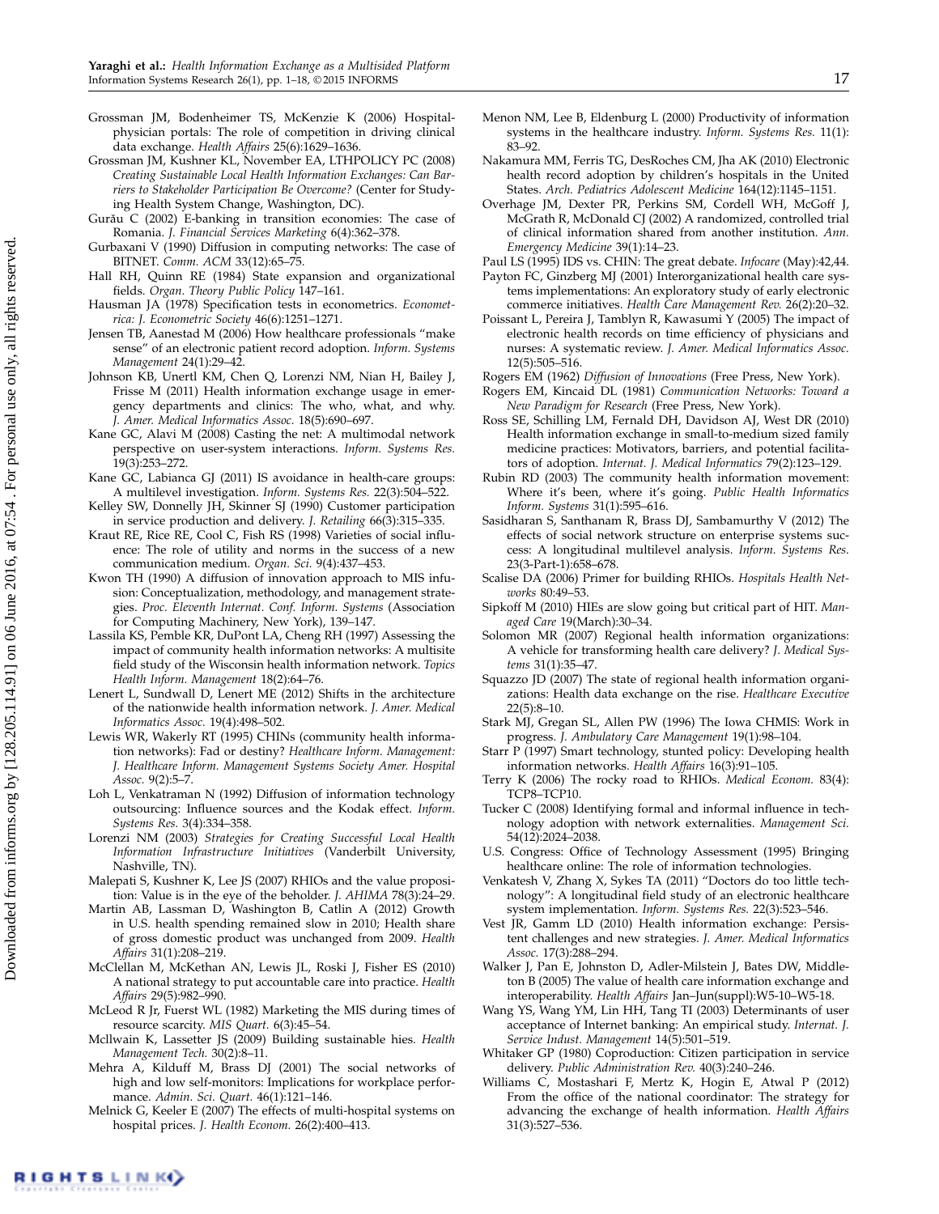Grossman JM, Bodenheimer TS, McKenzie K (2006) Hospital-physician portals: The role of competition in driving clinical data exchange. *Health Affairs* 25(6):1629–1636.

Grossman JM, Kushner KL, November EA, LTHPOLICY PC (2008) *Creating Sustainable Local Health Information Exchanges: Can Barriers to Stakeholder Participation Be Overcome?* (Center for Studying Health System Change, Washington, DC).

Gurău C (2002) E-banking in transition economies: The case of Romania. *J. Financial Services Marketing* 6(4):362–378.

Gurbaxani V (1990) Diffusion in computing networks: The case of BITNET. *Comm. ACM* 33(12):65–75.

Hall RH, Quinn RE (1984) State expansion and organizational fields. *Organ. Theory Public Policy* 147–161.

Hausman JA (1978) Specification tests in econometrics. *Econometrica: J. Econometric Society* 46(6):1251–1271.

Jensen TB, Aanestad M (2006) How healthcare professionals "make sense" of an electronic patient record adoption. *Inform. Systems Management* 24(1):29–42.

Johnson KB, Unertl KM, Chen Q, Lorenzi NM, Nian H, Bailey J, Frisse M (2011) Health information exchange usage in emergency departments and clinics: The who, what, and why. *J. Amer. Medical Informatics Assoc.* 18(5):690–697.

Kane GC, Alavi M (2008) Casting the net: A multimodal network perspective on user-system interactions. *Inform. Systems Res.* 19(3):253–272.

Kane GC, Labianca GJ (2011) IS avoidance in health-care groups: A multilevel investigation. *Inform. Systems Res.* 22(3):504–522.

Kelley SW, Donnelly JH, Skinner SJ (1990) Customer participation in service production and delivery. *J. Retailing* 66(3):315–335.

Kraut RE, Rice RE, Cool C, Fish RS (1998) Varieties of social influence: The role of utility and norms in the success of a new communication medium. *Organ. Sci.* 9(4):437–453.

Kwon TH (1990) A diffusion of innovation approach to MIS infusion: Conceptualization, methodology, and management strategies. *Proc. Eleventh Internat. Conf. Inform. Systems* (Association for Computing Machinery, New York), 139–147.

Lassila KS, Pemble KR, DuPont LA, Cheng RH (1997) Assessing the impact of community health information networks: A multisite field study of the Wisconsin health information network. *Topics Health Inform. Management* 18(2):64–76.

Lenert L, Sundwall D, Lenert ME (2012) Shifts in the architecture of the nationwide health information network. *J. Amer. Medical Informatics Assoc.* 19(4):498–502.

Lewis WR, Wakerly RT (1995) CHINs (community health information networks): Fad or destiny? *Healthcare Inform. Management: J. Healthcare Inform. Management Systems Society Amer. Hospital Assoc.* 9(2):5–7.

Loh L, Venkatraman N (1992) Diffusion of information technology outsourcing: Influence sources and the Kodak effect. *Inform. Systems Res.* 3(4):334–358.

Lorenzi NM (2003) *Strategies for Creating Successful Local Health Information Infrastructure Initiatives* (Vanderbilt University, Nashville, TN).

Malepati S, Kushner K, Lee JS (2007) RHIOs and the value proposition: Value is in the eye of the beholder. *J. AHIMA* 78(3):24–29.

Martin AB, Lassman D, Washington B, Catlin A (2012) Growth in U.S. health spending remained slow in 2010; Health share of gross domestic product was unchanged from 2009. *Health Affairs* 31(1):208–219.

McClellan M, McKethan AN, Lewis JL, Roski J, Fisher ES (2010) A national strategy to put accountable care into practice. *Health Affairs* 29(5):982–990.

McLeod R Jr, Fuerst WL (1982) Marketing the MIS during times of resource scarcity. *MIS Quart.* 6(3):45–54.

McIlwain K, Lassetter JS (2009) Building sustainable hies. *Health Management Tech.* 30(2):8–11.

Mehra A, Kilduff M, Brass DJ (2001) The social networks of high and low self-monitors: Implications for workplace performance. *Admin. Sci. Quart.* 46(1):121–146.

Melnick G, Keeler E (2007) The effects of multi-hospital systems on hospital prices. *J. Health Econom.* 26(2):400–413.

Menon NM, Lee B, Eldenburg L (2000) Productivity of information systems in the healthcare industry. *Inform. Systems Res.* 11(1):83–92.

Nakamura MM, Ferris TG, DesRoches CM, Jha AK (2010) Electronic health record adoption by children's hospitals in the United States. *Arch. Pediatrics Adolescent Medicine* 164(12):1145–1151.

Overhage JM, Dexter PR, Perkins SM, Cordell WH, McGoff J, McGrath R, McDonald CJ (2002) A randomized, controlled trial of clinical information shared from another institution. *Ann. Emergency Medicine* 39(1):14–23.

Paul LS (1995) IDS vs. CHIN: The great debate. *Infocare* (May):42,44.

Payton FC, Ginzberg MJ (2001) Interorganizational health care systems implementations: An exploratory study of early electronic commerce initiatives. *Health Care Management Rev.* 26(2):20–32.

Poissant L, Pereira J, Tamblyn R, Kawasumi Y (2005) The impact of electronic health records on time efficiency of physicians and nurses: A systematic review. *J. Amer. Medical Informatics Assoc.* 12(5):505–516.

Rogers EM (1962) *Diffusion of Innovations* (Free Press, New York).

Rogers EM, Kincaid DL (1981) *Communication Networks: Toward a New Paradigm for Research* (Free Press, New York).

Ross SE, Schilling LM, Fernald DH, Davidson AJ, West DR (2010) Health information exchange in small-to-medium sized family medicine practices: Motivators, barriers, and potential facilitators of adoption. *Internat. J. Medical Informatics* 79(2):123–129.

Rubin RD (2003) The community health information movement: Where it's been, where it's going. *Public Health Informatics Inform. Systems* 31(1):595–616.

Sasidharan S, Santhanam R, Brass DJ, Sambamurthy V (2012) The effects of social network structure on enterprise systems success: A longitudinal multilevel analysis. *Inform. Systems Res.* 23(3-Part-1):658–678.

Scalise DA (2006) Primer for building RHIOs. *Hospitals Health Networks* 80:49–53.

Sipkoff M (2010) HIEs are slow going but critical part of HIT. *Managed Care* 19(March):30–34.

Solomon MR (2007) Regional health information organizations: A vehicle for transforming health care delivery? *J. Medical Systems* 31(1):35–47.

Squazzo JD (2007) The state of regional health information organizations: Health data exchange on the rise. *Healthcare Executive* 22(5):8–10.

Stark MJ, Gregan SL, Allen PW (1996) The Iowa CHMIS: Work in progress. *J. Ambulatory Care Management* 19(1):98–104.

Starr P (1997) Smart technology, stunted policy: Developing health information networks. *Health Affairs* 16(3):91–105.

Terry K (2006) The rocky road to RHIOs. *Medical Econom.* 83(4):TCP8–TCP10.

Tucker C (2008) Identifying formal and informal influence in technology adoption with network externalities. *Management Sci.* 54(12):2024–2038.

U.S. Congress: Office of Technology Assessment (1995) Bringing healthcare online: The role of information technologies.

Venkatesh V, Zhang X, Sykes TA (2011) "Doctors do too little technology": A longitudinal field study of an electronic healthcare system implementation. *Inform. Systems Res.* 22(3):523–546.

Vest JR, Gamm LD (2010) Health information exchange: Persistent challenges and new strategies. *J. Amer. Medical Informatics Assoc.* 17(3):288–294.

Walker J, Pan E, Johnston D, Adler-Milstein J, Bates DW, Middleton B (2005) The value of health care information exchange and interoperability. *Health Affairs* Jan–Jun(suppl):W5-10–W5-18.

Wang YS, Wang YM, Lin HH, Tang TI (2003) Determinants of user acceptance of Internet banking: An empirical study. *Internat. J. Service Indust. Management* 14(5):501–519.

Whitaker GP (1980) Coproduction: Citizen participation in service delivery. *Public Administration Rev.* 40(3):240–246.

Williams C, Mostashari F, Mertz K, Hogin E, Atwal P (2012) From the office of the national coordinator: The strategy for advancing the exchange of health information. *Health Affairs* 31(3):527–536.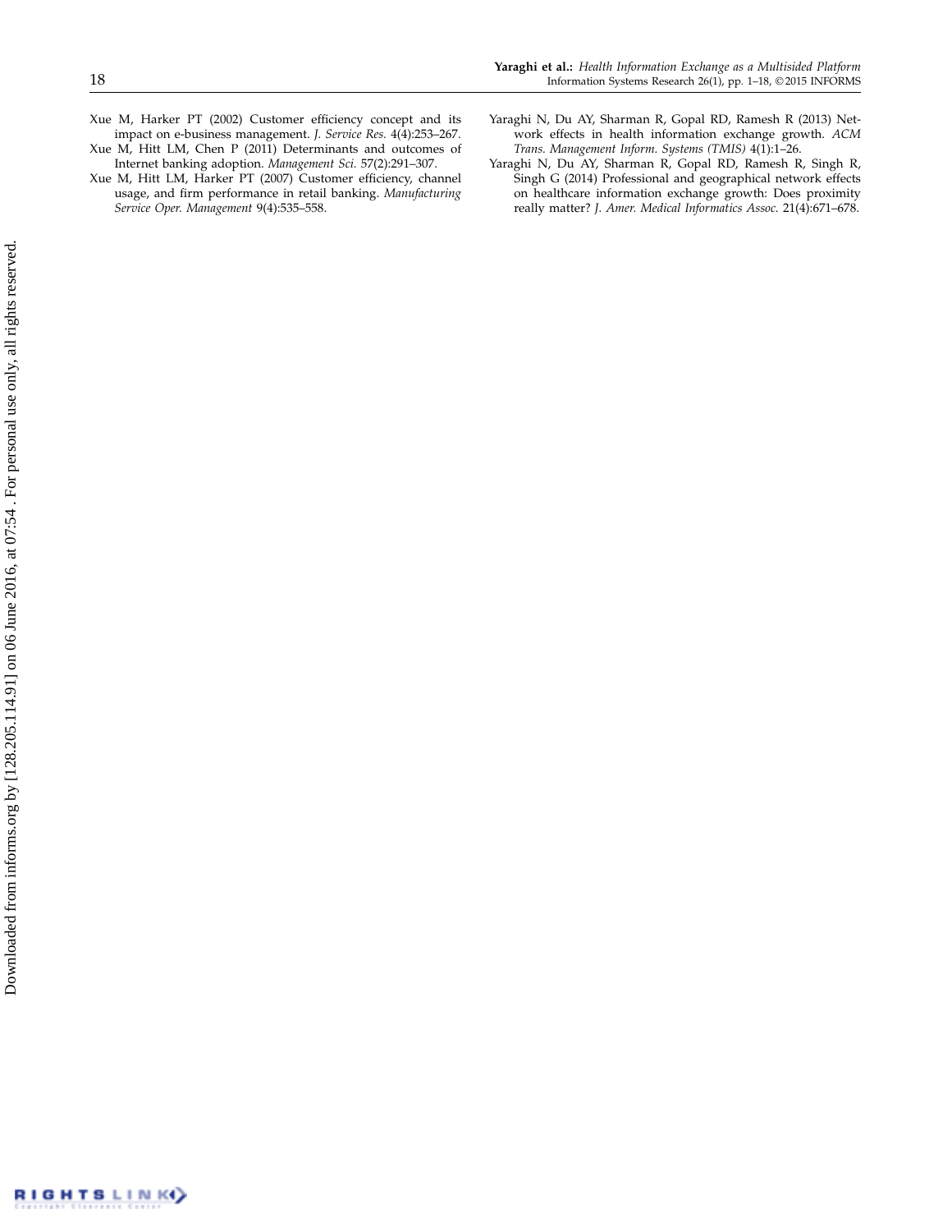Xue M, Harker PT (2002) Customer efficiency concept and its impact on e-business management. *J. Service Res.* 4(4):253–267.

Xue M, Hitt LM, Chen P (2011) Determinants and outcomes of Internet banking adoption. *Management Sci.* 57(2):291–307.

Xue M, Hitt LM, Harker PT (2007) Customer efficiency, channel usage, and firm performance in retail banking. *Manufacturing Service Oper. Management* 9(4):535–558.

Yaraghi N, Du AY, Sharman R, Gopal RD, Ramesh R (2013) Network effects in health information exchange growth. *ACM Trans. Management Inform. Systems (TMIS)* 4(1):1–26.

Yaraghi N, Du AY, Sharman R, Gopal RD, Ramesh R, Singh R, Singh G (2014) Professional and geographical network effects on healthcare information exchange growth: Does proximity really matter? *J. Amer. Medical Informatics Assoc.* 21(4):671–678.